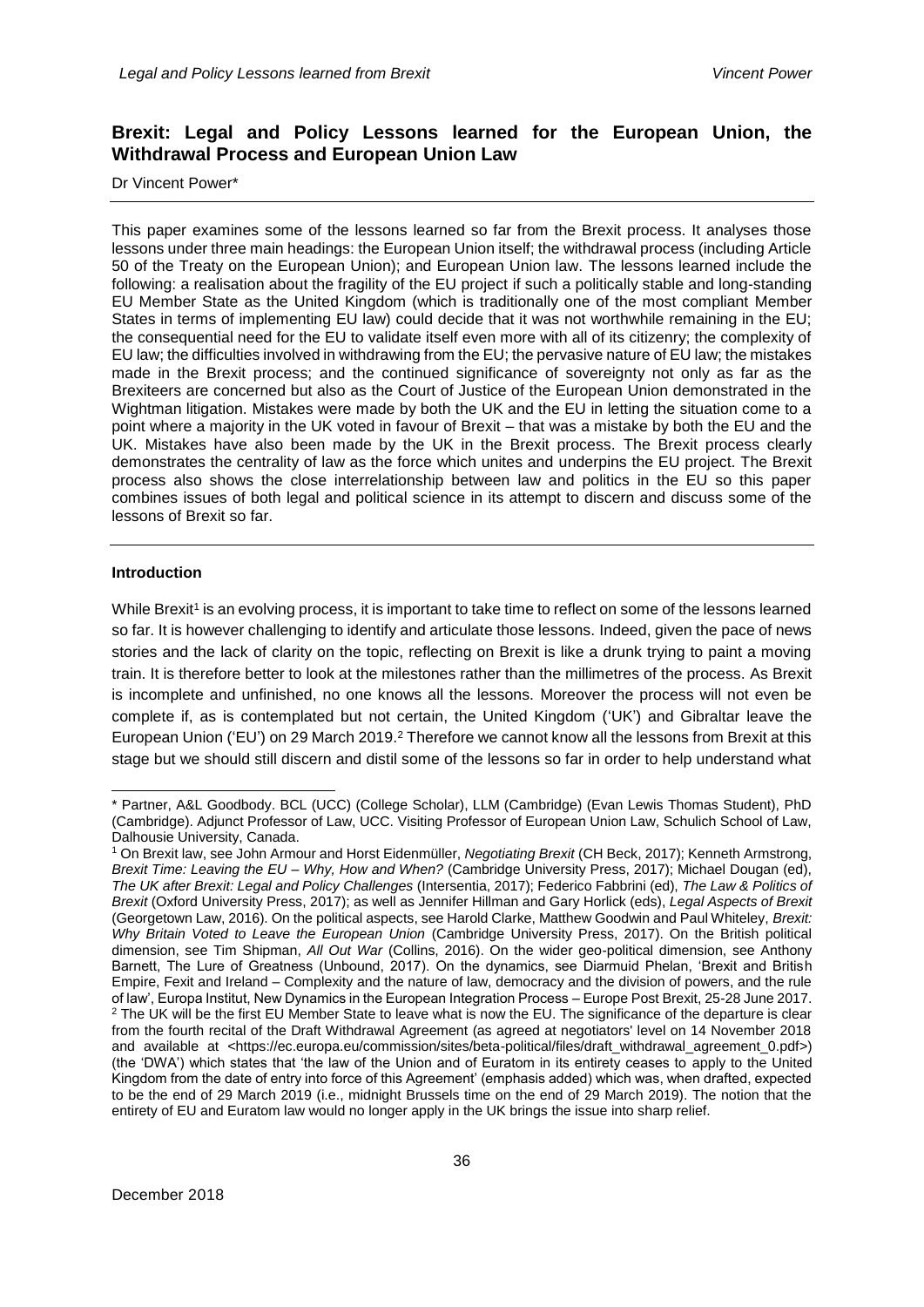# Brexit: Legal and Policy Lessons learned for the European Union, the Withdrawal Process and European Union Law

Dr Vincent Power*

This paper examines some of the lessons learned so far from the Brexit process. It analyses those lessons under three main headings: the European Union itself; the withdrawal process (including Article 50 of the Treaty on the European Union); and European Union law. The lessons learned include the following: a realisation about the fragility of the EU project if such a politically stable and long-standing EU Member State as the United Kingdom (which is traditionally one of the most compliant Member States in terms of implementing EU law) could decide that it was not worthwhile remaining in the EU; the consequential need for the EU to validate itself even more with all of its citizenry; the complexity of EU law; the difficulties involved in withdrawing from the EU; the pervasive nature of EU law; the mistakes made in the Brexit process; and the continued significance of sovereignty not only as far as the Brexiteers are concerned but also as the Court of Justice of the European Union demonstrated in the Wightman litigation. Mistakes were made by both the UK and the EU in letting the situation come to a point where a majority in the UK voted in favour of Brexit – that was a mistake by both the EU and the UK. Mistakes have also been made by the UK in the Brexit process. The Brexit process clearly demonstrates the centrality of law as the force which unites and underpins the EU project. The Brexit process also shows the close interrelationship between law and politics in the EU so this paper combines issues of both legal and political science in its attempt to discern and discuss some of the lessons of Brexit so far.

## Introduction

While Brexit[1] is an evolving process, it is important to take time to reflect on some of the lessons learned so far. It is however challenging to identify and articulate those lessons. Indeed, given the pace of news stories and the lack of clarity on the topic, reflecting on Brexit is like a drunk trying to paint a moving train. It is therefore better to look at the milestones rather than the millimetres of the process. As Brexit is incomplete and unfinished, no one knows all the lessons. Moreover the process will not even be complete if, as is contemplated but not certain, the United Kingdom ('UK') and Gibraltar leave the European Union ('EU') on 29 March 2019.[2] Therefore we cannot know all the lessons from Brexit at this stage but we should still discern and distil some of the lessons so far in order to help understand what

---

\* Partner, A&L Goodbody. BCL (UCC) (College Scholar), LLM (Cambridge) (Evan Lewis Thomas Student), PhD (Cambridge). Adjunct Professor of Law, UCC. Visiting Professor of European Union Law, Schulich School of Law, Dalhousie University, Canada.

[1] On Brexit law, see John Armour and Horst Eidenmüller, *Negotiating Brexit* (CH Beck, 2017); Kenneth Armstrong, *Brexit Time: Leaving the EU – Why, How and When?* (Cambridge University Press, 2017); Michael Dougan (ed), *The UK after Brexit: Legal and Policy Challenges* (Intersentia, 2017); Federico Fabbrini (ed), *The Law & Politics of Brexit* (Oxford University Press, 2017); as well as Jennifer Hillman and Gary Horlick (eds), *Legal Aspects of Brexit* (Georgetown Law, 2016). On the political aspects, see Harold Clarke, Matthew Goodwin and Paul Whiteley, *Brexit: Why Britain Voted to Leave the European Union* (Cambridge University Press, 2017). On the British political dimension, see Tim Shipman, *All Out War* (Collins, 2016). On the wider geo-political dimension, see Anthony Barnett, The Lure of Greatness (Unbound, 2017). On the dynamics, see Diarmuid Phelan, 'Brexit and British Empire, Fexit and Ireland – Complexity and the nature of law, democracy and the division of powers, and the rule of law', Europa Institut, New Dynamics in the European Integration Process – Europe Post Brexit, 25-28 June 2017.

[2] The UK will be the first EU Member State to leave what is now the EU. The significance of the departure is clear from the fourth recital of the Draft Withdrawal Agreement (as agreed at negotiators' level on 14 November 2018 and available at <https://ec.europa.eu/commission/sites/beta-political/files/draft_withdrawal_agreement_0.pdf>) (the 'DWA') which states that 'the law of the Union and of Euratom in its entirety ceases to apply to the United Kingdom from the date of entry into force of this Agreement' (emphasis added) which was, when drafted, expected to be the end of 29 March 2019 (i.e., midnight Brussels time on the end of 29 March 2019). The notion that the entirety of EU and Euratom law would no longer apply in the UK brings the issue into sharp relief.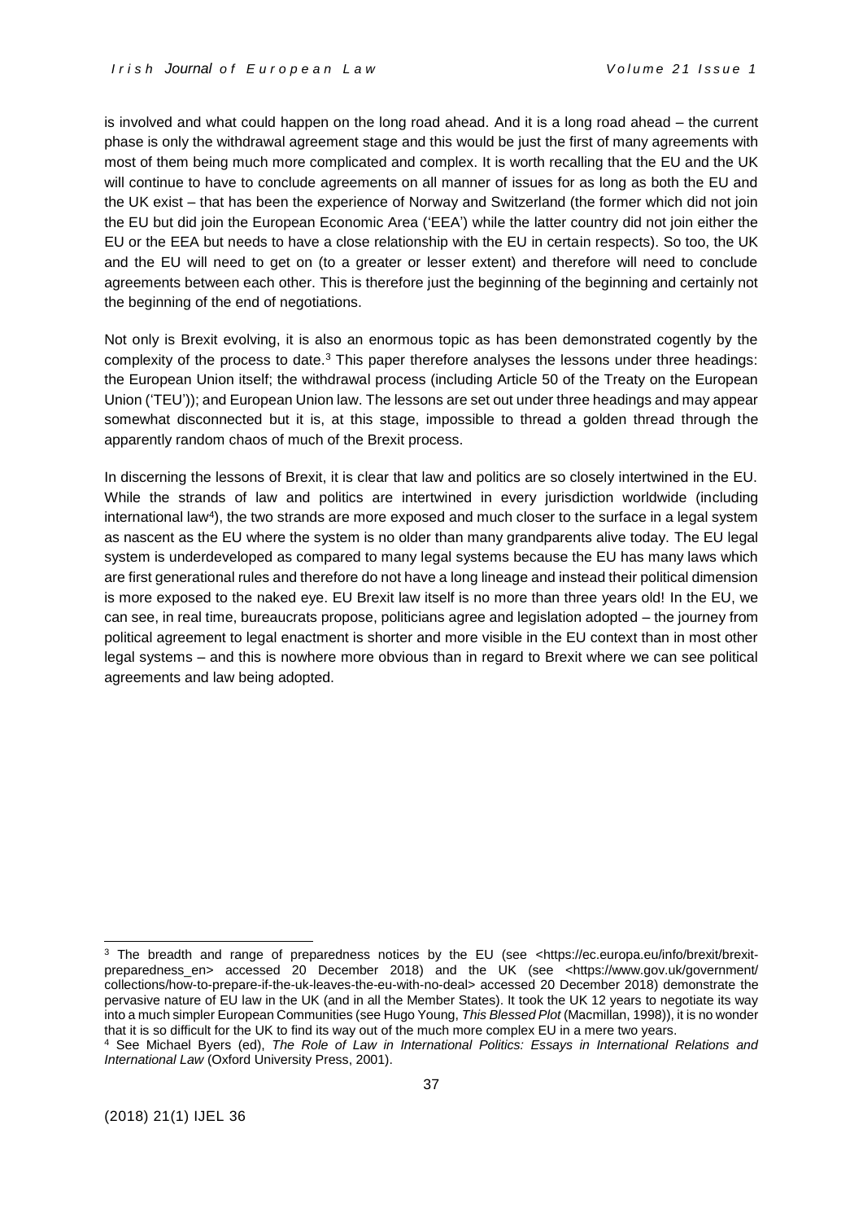is involved and what could happen on the long road ahead. And it is a long road ahead – the current phase is only the withdrawal agreement stage and this would be just the first of many agreements with most of them being much more complicated and complex. It is worth recalling that the EU and the UK will continue to have to conclude agreements on all manner of issues for as long as both the EU and the UK exist – that has been the experience of Norway and Switzerland (the former which did not join the EU but did join the European Economic Area ('EEA') while the latter country did not join either the EU or the EEA but needs to have a close relationship with the EU in certain respects). So too, the UK and the EU will need to get on (to a greater or lesser extent) and therefore will need to conclude agreements between each other. This is therefore just the beginning of the beginning and certainly not the beginning of the end of negotiations.

Not only is Brexit evolving, it is also an enormous topic as has been demonstrated cogently by the complexity of the process to date.[3] This paper therefore analyses the lessons under three headings: the European Union itself; the withdrawal process (including Article 50 of the Treaty on the European Union ('TEU')); and European Union law. The lessons are set out under three headings and may appear somewhat disconnected but it is, at this stage, impossible to thread a golden thread through the apparently random chaos of much of the Brexit process.

In discerning the lessons of Brexit, it is clear that law and politics are so closely intertwined in the EU. While the strands of law and politics are intertwined in every jurisdiction worldwide (including international law[4]), the two strands are more exposed and much closer to the surface in a legal system as nascent as the EU where the system is no older than many grandparents alive today. The EU legal system is underdeveloped as compared to many legal systems because the EU has many laws which are first generational rules and therefore do not have a long lineage and instead their political dimension is more exposed to the naked eye. EU Brexit law itself is no more than three years old! In the EU, we can see, in real time, bureaucrats propose, politicians agree and legislation adopted – the journey from political agreement to legal enactment is shorter and more visible in the EU context than in most other legal systems – and this is nowhere more obvious than in regard to Brexit where we can see political agreements and law being adopted.

---

[3] The breadth and range of preparedness notices by the EU (see <https://ec.europa.eu/info/brexit/brexit-preparedness_en> accessed 20 December 2018) and the UK (see <https://www.gov.uk/government/collections/how-to-prepare-if-the-uk-leaves-the-eu-with-no-deal> accessed 20 December 2018) demonstrate the pervasive nature of EU law in the UK (and in all the Member States). It took the UK 12 years to negotiate its way into a much simpler European Communities (see Hugo Young, *This Blessed Plot* (Macmillan, 1998)), it is no wonder that it is so difficult for the UK to find its way out of the much more complex EU in a mere two years.

[4] See Michael Byers (ed), *The Role of Law in International Politics: Essays in International Relations and International Law* (Oxford University Press, 2001).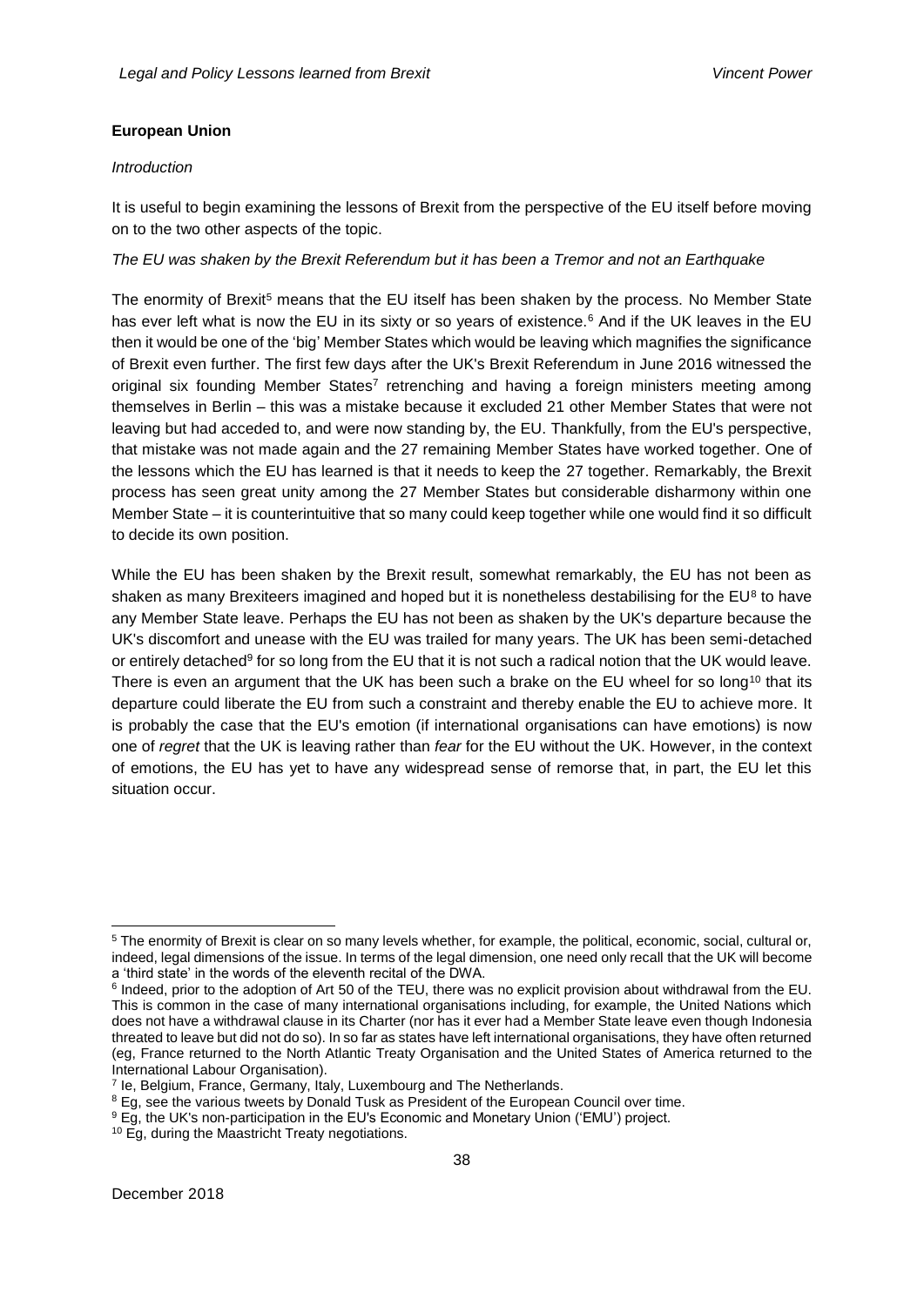**European Union**

*Introduction*

It is useful to begin examining the lessons of Brexit from the perspective of the EU itself before moving on to the two other aspects of the topic.

*The EU was shaken by the Brexit Referendum but it has been a Tremor and not an Earthquake*

The enormity of Brexit[5] means that the EU itself has been shaken by the process. No Member State has ever left what is now the EU in its sixty or so years of existence.[6] And if the UK leaves in the EU then it would be one of the 'big' Member States which would be leaving which magnifies the significance of Brexit even further. The first few days after the UK's Brexit Referendum in June 2016 witnessed the original six founding Member States[7] retrenching and having a foreign ministers meeting among themselves in Berlin – this was a mistake because it excluded 21 other Member States that were not leaving but had acceded to, and were now standing by, the EU. Thankfully, from the EU's perspective, that mistake was not made again and the 27 remaining Member States have worked together. One of the lessons which the EU has learned is that it needs to keep the 27 together. Remarkably, the Brexit process has seen great unity among the 27 Member States but considerable disharmony within one Member State – it is counterintuitive that so many could keep together while one would find it so difficult to decide its own position.

While the EU has been shaken by the Brexit result, somewhat remarkably, the EU has not been as shaken as many Brexiteers imagined and hoped but it is nonetheless destabilising for the EU[8] to have any Member State leave. Perhaps the EU has not been as shaken by the UK's departure because the UK's discomfort and unease with the EU was trailed for many years. The UK has been semi-detached or entirely detached[9] for so long from the EU that it is not such a radical notion that the UK would leave. There is even an argument that the UK has been such a brake on the EU wheel for so long[10] that its departure could liberate the EU from such a constraint and thereby enable the EU to achieve more. It is probably the case that the EU's emotion (if international organisations can have emotions) is now one of *regret* that the UK is leaving rather than *fear* for the EU without the UK. However, in the context of emotions, the EU has yet to have any widespread sense of remorse that, in part, the EU let this situation occur.

---

[5] The enormity of Brexit is clear on so many levels whether, for example, the political, economic, social, cultural or, indeed, legal dimensions of the issue. In terms of the legal dimension, one need only recall that the UK will become a 'third state' in the words of the eleventh recital of the DWA.

[6] Indeed, prior to the adoption of Art 50 of the TEU, there was no explicit provision about withdrawal from the EU. This is common in the case of many international organisations including, for example, the United Nations which does not have a withdrawal clause in its Charter (nor has it ever had a Member State leave even though Indonesia threated to leave but did not do so). In so far as states have left international organisations, they have often returned (eg, France returned to the North Atlantic Treaty Organisation and the United States of America returned to the International Labour Organisation).

[7] Ie, Belgium, France, Germany, Italy, Luxembourg and The Netherlands.

[8] Eg, see the various tweets by Donald Tusk as President of the European Council over time.

[9] Eg, the UK's non-participation in the EU's Economic and Monetary Union ('EMU') project.

[10] Eg, during the Maastricht Treaty negotiations.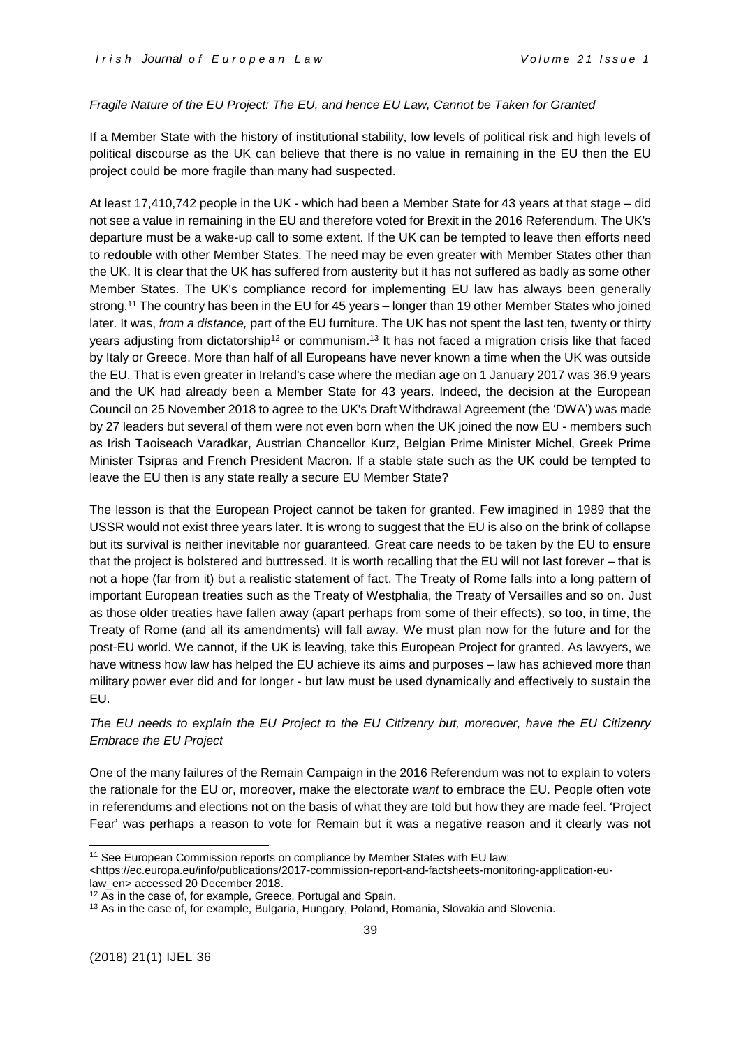*Fragile Nature of the EU Project: The EU, and hence EU Law, Cannot be Taken for Granted*

If a Member State with the history of institutional stability, low levels of political risk and high levels of political discourse as the UK can believe that there is no value in remaining in the EU then the EU project could be more fragile than many had suspected.

At least 17,410,742 people in the UK - which had been a Member State for 43 years at that stage – did not see a value in remaining in the EU and therefore voted for Brexit in the 2016 Referendum. The UK's departure must be a wake-up call to some extent. If the UK can be tempted to leave then efforts need to redouble with other Member States. The need may be even greater with Member States other than the UK. It is clear that the UK has suffered from austerity but it has not suffered as badly as some other Member States. The UK's compliance record for implementing EU law has always been generally strong.[11] The country has been in the EU for 45 years – longer than 19 other Member States who joined later. It was, *from a distance,* part of the EU furniture. The UK has not spent the last ten, twenty or thirty years adjusting from dictatorship[12] or communism.[13] It has not faced a migration crisis like that faced by Italy or Greece. More than half of all Europeans have never known a time when the UK was outside the EU. That is even greater in Ireland's case where the median age on 1 January 2017 was 36.9 years and the UK had already been a Member State for 43 years. Indeed, the decision at the European Council on 25 November 2018 to agree to the UK's Draft Withdrawal Agreement (the 'DWA') was made by 27 leaders but several of them were not even born when the UK joined the now EU - members such as Irish Taoiseach Varadkar, Austrian Chancellor Kurz, Belgian Prime Minister Michel, Greek Prime Minister Tsipras and French President Macron. If a stable state such as the UK could be tempted to leave the EU then is any state really a secure EU Member State?

The lesson is that the European Project cannot be taken for granted. Few imagined in 1989 that the USSR would not exist three years later. It is wrong to suggest that the EU is also on the brink of collapse but its survival is neither inevitable nor guaranteed. Great care needs to be taken by the EU to ensure that the project is bolstered and buttressed. It is worth recalling that the EU will not last forever – that is not a hope (far from it) but a realistic statement of fact. The Treaty of Rome falls into a long pattern of important European treaties such as the Treaty of Westphalia, the Treaty of Versailles and so on. Just as those older treaties have fallen away (apart perhaps from some of their effects), so too, in time, the Treaty of Rome (and all its amendments) will fall away. We must plan now for the future and for the post-EU world. We cannot, if the UK is leaving, take this European Project for granted. As lawyers, we have witness how law has helped the EU achieve its aims and purposes – law has achieved more than military power ever did and for longer - but law must be used dynamically and effectively to sustain the EU.

*The EU needs to explain the EU Project to the EU Citizenry but, moreover, have the EU Citizenry Embrace the EU Project*

One of the many failures of the Remain Campaign in the 2016 Referendum was not to explain to voters the rationale for the EU or, moreover, make the electorate *want* to embrace the EU. People often vote in referendums and elections not on the basis of what they are told but how they are made feel. 'Project Fear' was perhaps a reason to vote for Remain but it was a negative reason and it clearly was not

---

[11] See European Commission reports on compliance by Member States with EU law: <https://ec.europa.eu/info/publications/2017-commission-report-and-factsheets-monitoring-application-eu-law_en> accessed 20 December 2018.

[12] As in the case of, for example, Greece, Portugal and Spain.

[13] As in the case of, for example, Bulgaria, Hungary, Poland, Romania, Slovakia and Slovenia.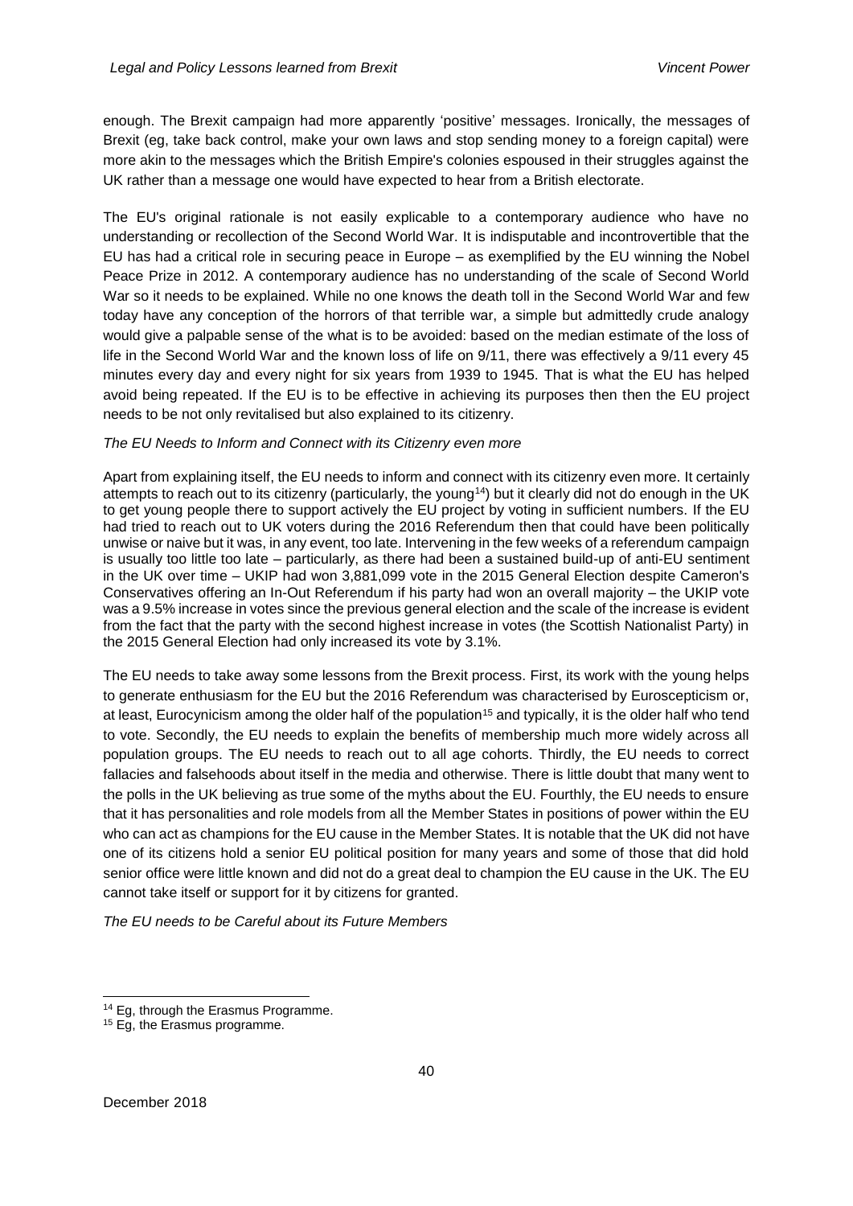enough. The Brexit campaign had more apparently 'positive' messages. Ironically, the messages of Brexit (eg, take back control, make your own laws and stop sending money to a foreign capital) were more akin to the messages which the British Empire's colonies espoused in their struggles against the UK rather than a message one would have expected to hear from a British electorate.

The EU's original rationale is not easily explicable to a contemporary audience who have no understanding or recollection of the Second World War. It is indisputable and incontrovertible that the EU has had a critical role in securing peace in Europe – as exemplified by the EU winning the Nobel Peace Prize in 2012. A contemporary audience has no understanding of the scale of Second World War so it needs to be explained. While no one knows the death toll in the Second World War and few today have any conception of the horrors of that terrible war, a simple but admittedly crude analogy would give a palpable sense of the what is to be avoided: based on the median estimate of the loss of life in the Second World War and the known loss of life on 9/11, there was effectively a 9/11 every 45 minutes every day and every night for six years from 1939 to 1945. That is what the EU has helped avoid being repeated. If the EU is to be effective in achieving its purposes then then the EU project needs to be not only revitalised but also explained to its citizenry.

*The EU Needs to Inform and Connect with its Citizenry even more*

Apart from explaining itself, the EU needs to inform and connect with its citizenry even more. It certainly attempts to reach out to its citizenry (particularly, the young[14]) but it clearly did not do enough in the UK to get young people there to support actively the EU project by voting in sufficient numbers. If the EU had tried to reach out to UK voters during the 2016 Referendum then that could have been politically unwise or naive but it was, in any event, too late. Intervening in the few weeks of a referendum campaign is usually too little too late – particularly, as there had been a sustained build-up of anti-EU sentiment in the UK over time – UKIP had won 3,881,099 vote in the 2015 General Election despite Cameron's Conservatives offering an In-Out Referendum if his party had won an overall majority – the UKIP vote was a 9.5% increase in votes since the previous general election and the scale of the increase is evident from the fact that the party with the second highest increase in votes (the Scottish Nationalist Party) in the 2015 General Election had only increased its vote by 3.1%.

The EU needs to take away some lessons from the Brexit process. First, its work with the young helps to generate enthusiasm for the EU but the 2016 Referendum was characterised by Euroscepticism or, at least, Eurocynicism among the older half of the population[15] and typically, it is the older half who tend to vote. Secondly, the EU needs to explain the benefits of membership much more widely across all population groups. The EU needs to reach out to all age cohorts. Thirdly, the EU needs to correct fallacies and falsehoods about itself in the media and otherwise. There is little doubt that many went to the polls in the UK believing as true some of the myths about the EU. Fourthly, the EU needs to ensure that it has personalities and role models from all the Member States in positions of power within the EU who can act as champions for the EU cause in the Member States. It is notable that the UK did not have one of its citizens hold a senior EU political position for many years and some of those that did hold senior office were little known and did not do a great deal to champion the EU cause in the UK. The EU cannot take itself or support for it by citizens for granted.

*The EU needs to be Careful about its Future Members*

---

[14] Eg, through the Erasmus Programme.

[15] Eg, the Erasmus programme.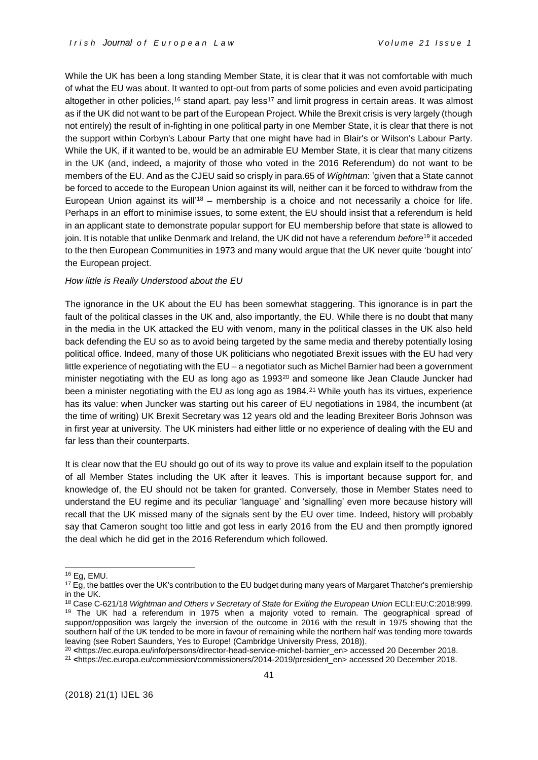While the UK has been a long standing Member State, it is clear that it was not comfortable with much of what the EU was about. It wanted to opt-out from parts of some policies and even avoid participating altogether in other policies,[16] stand apart, pay less[17] and limit progress in certain areas. It was almost as if the UK did not want to be part of the European Project. While the Brexit crisis is very largely (though not entirely) the result of in-fighting in one political party in one Member State, it is clear that there is not the support within Corbyn's Labour Party that one might have had in Blair's or Wilson's Labour Party. While the UK, if it wanted to be, would be an admirable EU Member State, it is clear that many citizens in the UK (and, indeed, a majority of those who voted in the 2016 Referendum) do not want to be members of the EU. And as the CJEU said so crisply in para.65 of *Wightman*: 'given that a State cannot be forced to accede to the European Union against its will, neither can it be forced to withdraw from the European Union against its will'[18] – membership is a choice and not necessarily a choice for life. Perhaps in an effort to minimise issues, to some extent, the EU should insist that a referendum is held in an applicant state to demonstrate popular support for EU membership before that state is allowed to join. It is notable that unlike Denmark and Ireland, the UK did not have a referendum *before*[19] it acceded to the then European Communities in 1973 and many would argue that the UK never quite 'bought into' the European project.

*How little is Really Understood about the EU*

The ignorance in the UK about the EU has been somewhat staggering. This ignorance is in part the fault of the political classes in the UK and, also importantly, the EU. While there is no doubt that many in the media in the UK attacked the EU with venom, many in the political classes in the UK also held back defending the EU so as to avoid being targeted by the same media and thereby potentially losing political office. Indeed, many of those UK politicians who negotiated Brexit issues with the EU had very little experience of negotiating with the EU – a negotiator such as Michel Barnier had been a government minister negotiating with the EU as long ago as 1993[20] and someone like Jean Claude Juncker had been a minister negotiating with the EU as long ago as 1984.[21] While youth has its virtues, experience has its value: when Juncker was starting out his career of EU negotiations in 1984, the incumbent (at the time of writing) UK Brexit Secretary was 12 years old and the leading Brexiteer Boris Johnson was in first year at university. The UK ministers had either little or no experience of dealing with the EU and far less than their counterparts.

It is clear now that the EU should go out of its way to prove its value and explain itself to the population of all Member States including the UK after it leaves. This is important because support for, and knowledge of, the EU should not be taken for granted. Conversely, those in Member States need to understand the EU regime and its peculiar 'language' and 'signalling' even more because history will recall that the UK missed many of the signals sent by the EU over time. Indeed, history will probably say that Cameron sought too little and got less in early 2016 from the EU and then promptly ignored the deal which he did get in the 2016 Referendum which followed.

---

[16] Eg, EMU.

[17] Eg, the battles over the UK's contribution to the EU budget during many years of Margaret Thatcher's premiership in the UK.

[18] Case C-621/18 *Wightman and Others v Secretary of State for Exiting the European Union* ECLI:EU:C:2018:999.

[19] The UK had a referendum in 1975 when a majority voted to remain. The geographical spread of support/opposition was largely the inversion of the outcome in 2016 with the result in 1975 showing that the southern half of the UK tended to be more in favour of remaining while the northern half was tending more towards leaving (see Robert Saunders, Yes to Europe! (Cambridge University Press, 2018)).

[20] <https://ec.europa.eu/info/persons/director-head-service-michel-barnier_en> accessed 20 December 2018.

[21] <https://ec.europa.eu/commission/commissioners/2014-2019/president_en> accessed 20 December 2018.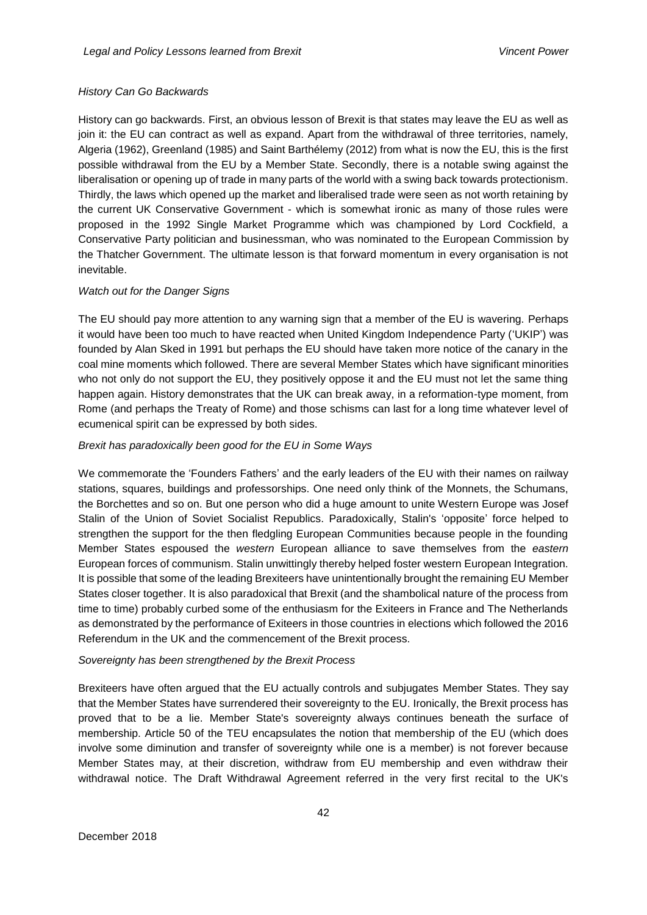*History Can Go Backwards*

History can go backwards. First, an obvious lesson of Brexit is that states may leave the EU as well as join it: the EU can contract as well as expand. Apart from the withdrawal of three territories, namely, Algeria (1962), Greenland (1985) and Saint Barthélemy (2012) from what is now the EU, this is the first possible withdrawal from the EU by a Member State. Secondly, there is a notable swing against the liberalisation or opening up of trade in many parts of the world with a swing back towards protectionism. Thirdly, the laws which opened up the market and liberalised trade were seen as not worth retaining by the current UK Conservative Government - which is somewhat ironic as many of those rules were proposed in the 1992 Single Market Programme which was championed by Lord Cockfield, a Conservative Party politician and businessman, who was nominated to the European Commission by the Thatcher Government. The ultimate lesson is that forward momentum in every organisation is not inevitable.

*Watch out for the Danger Signs*

The EU should pay more attention to any warning sign that a member of the EU is wavering. Perhaps it would have been too much to have reacted when United Kingdom Independence Party ('UKIP') was founded by Alan Sked in 1991 but perhaps the EU should have taken more notice of the canary in the coal mine moments which followed. There are several Member States which have significant minorities who not only do not support the EU, they positively oppose it and the EU must not let the same thing happen again. History demonstrates that the UK can break away, in a reformation-type moment, from Rome (and perhaps the Treaty of Rome) and those schisms can last for a long time whatever level of ecumenical spirit can be expressed by both sides.

*Brexit has paradoxically been good for the EU in Some Ways*

We commemorate the 'Founders Fathers' and the early leaders of the EU with their names on railway stations, squares, buildings and professorships. One need only think of the Monnets, the Schumans, the Borchettes and so on. But one person who did a huge amount to unite Western Europe was Josef Stalin of the Union of Soviet Socialist Republics. Paradoxically, Stalin's 'opposite' force helped to strengthen the support for the then fledgling European Communities because people in the founding Member States espoused the *western* European alliance to save themselves from the *eastern* European forces of communism. Stalin unwittingly thereby helped foster western European Integration. It is possible that some of the leading Brexiteers have unintentionally brought the remaining EU Member States closer together. It is also paradoxical that Brexit (and the shambolical nature of the process from time to time) probably curbed some of the enthusiasm for the Exiteers in France and The Netherlands as demonstrated by the performance of Exiteers in those countries in elections which followed the 2016 Referendum in the UK and the commencement of the Brexit process.

*Sovereignty has been strengthened by the Brexit Process*

Brexiteers have often argued that the EU actually controls and subjugates Member States. They say that the Member States have surrendered their sovereignty to the EU. Ironically, the Brexit process has proved that to be a lie. Member State's sovereignty always continues beneath the surface of membership. Article 50 of the TEU encapsulates the notion that membership of the EU (which does involve some diminution and transfer of sovereignty while one is a member) is not forever because Member States may, at their discretion, withdraw from EU membership and even withdraw their withdrawal notice. The Draft Withdrawal Agreement referred in the very first recital to the UK's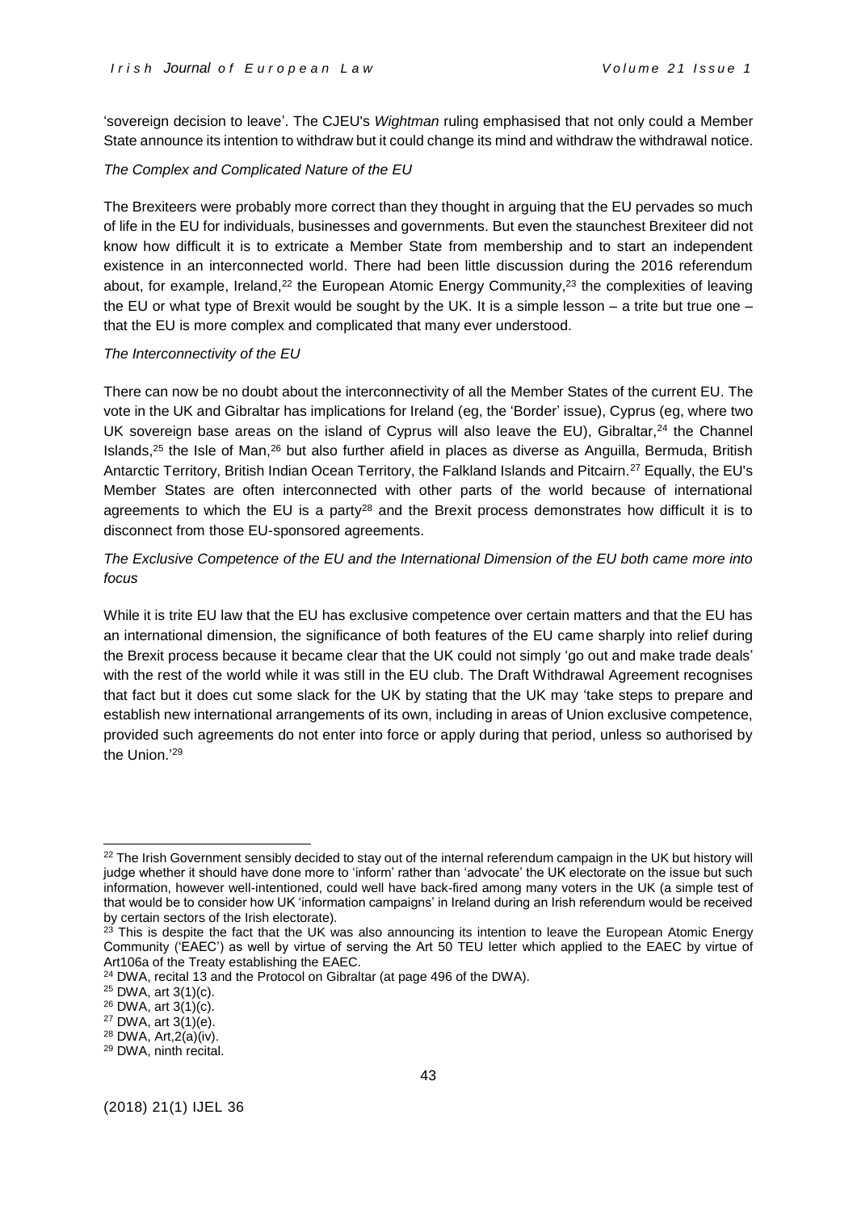'sovereign decision to leave'. The CJEU's *Wightman* ruling emphasised that not only could a Member State announce its intention to withdraw but it could change its mind and withdraw the withdrawal notice.

*The Complex and Complicated Nature of the EU*

The Brexiteers were probably more correct than they thought in arguing that the EU pervades so much of life in the EU for individuals, businesses and governments. But even the staunchest Brexiteer did not know how difficult it is to extricate a Member State from membership and to start an independent existence in an interconnected world. There had been little discussion during the 2016 referendum about, for example, Ireland,[22] the European Atomic Energy Community,[23] the complexities of leaving the EU or what type of Brexit would be sought by the UK. It is a simple lesson – a trite but true one – that the EU is more complex and complicated that many ever understood.

*The Interconnectivity of the EU*

There can now be no doubt about the interconnectivity of all the Member States of the current EU. The vote in the UK and Gibraltar has implications for Ireland (eg, the 'Border' issue), Cyprus (eg, where two UK sovereign base areas on the island of Cyprus will also leave the EU), Gibraltar,[24] the Channel Islands,[25] the Isle of Man,[26] but also further afield in places as diverse as Anguilla, Bermuda, British Antarctic Territory, British Indian Ocean Territory, the Falkland Islands and Pitcairn.[27] Equally, the EU's Member States are often interconnected with other parts of the world because of international agreements to which the EU is a party[28] and the Brexit process demonstrates how difficult it is to disconnect from those EU-sponsored agreements.

*The Exclusive Competence of the EU and the International Dimension of the EU both came more into focus*

While it is trite EU law that the EU has exclusive competence over certain matters and that the EU has an international dimension, the significance of both features of the EU came sharply into relief during the Brexit process because it became clear that the UK could not simply 'go out and make trade deals' with the rest of the world while it was still in the EU club. The Draft Withdrawal Agreement recognises that fact but it does cut some slack for the UK by stating that the UK may 'take steps to prepare and establish new international arrangements of its own, including in areas of Union exclusive competence, provided such agreements do not enter into force or apply during that period, unless so authorised by the Union.'[29]

---

[22] The Irish Government sensibly decided to stay out of the internal referendum campaign in the UK but history will judge whether it should have done more to 'inform' rather than 'advocate' the UK electorate on the issue but such information, however well-intentioned, could well have back-fired among many voters in the UK (a simple test of that would be to consider how UK 'information campaigns' in Ireland during an Irish referendum would be received by certain sectors of the Irish electorate).

[23] This is despite the fact that the UK was also announcing its intention to leave the European Atomic Energy Community ('EAEC') as well by virtue of serving the Art 50 TEU letter which applied to the EAEC by virtue of Art106a of the Treaty establishing the EAEC.

[24] DWA, recital 13 and the Protocol on Gibraltar (at page 496 of the DWA).

[25] DWA, art 3(1)(c).

[26] DWA, art 3(1)(c).

[27] DWA, art 3(1)(e).

[28] DWA, Art,2(a)(iv).

[29] DWA, ninth recital.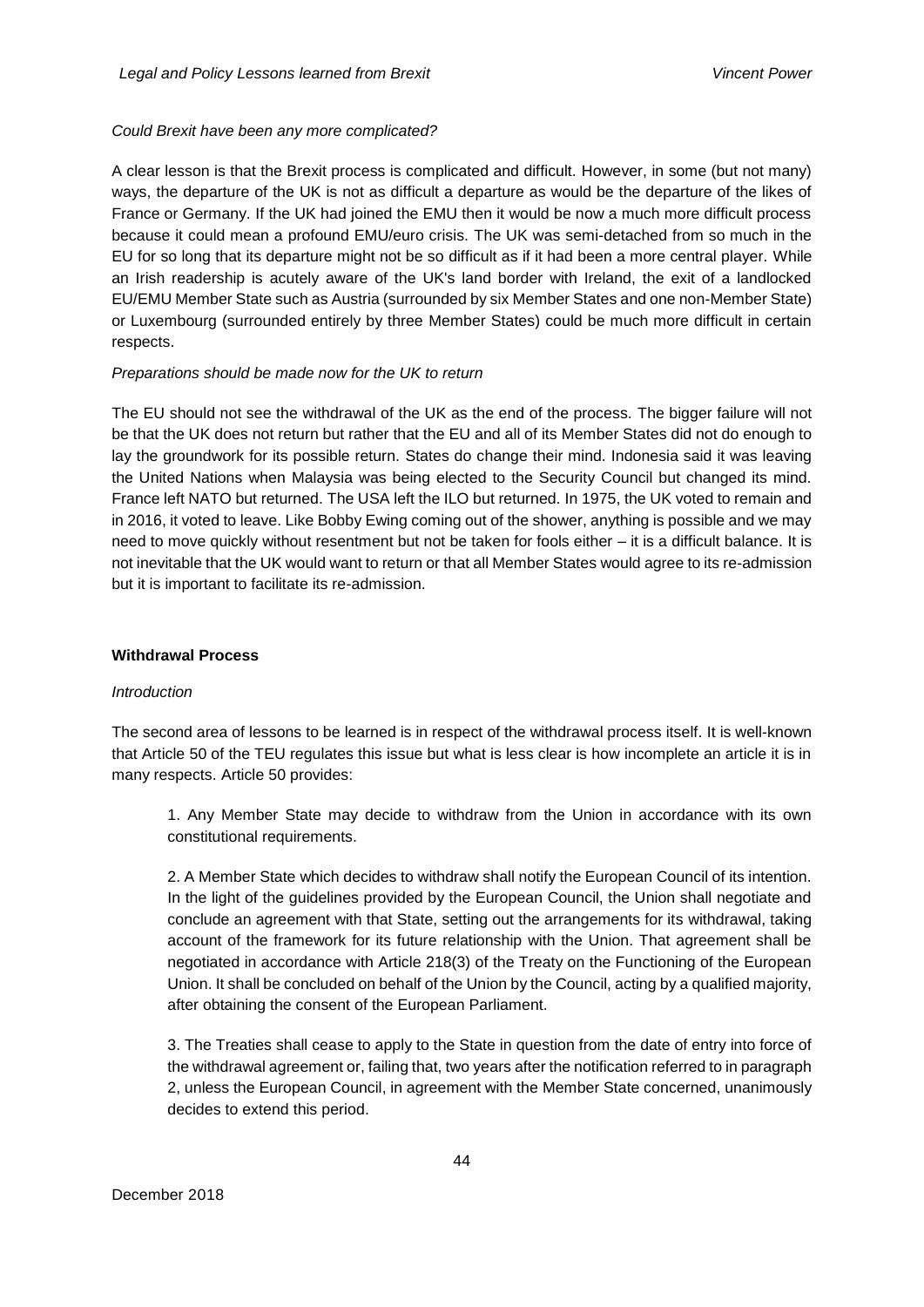*Could Brexit have been any more complicated?*

A clear lesson is that the Brexit process is complicated and difficult. However, in some (but not many) ways, the departure of the UK is not as difficult a departure as would be the departure of the likes of France or Germany. If the UK had joined the EMU then it would be now a much more difficult process because it could mean a profound EMU/euro crisis. The UK was semi-detached from so much in the EU for so long that its departure might not be so difficult as if it had been a more central player. While an Irish readership is acutely aware of the UK's land border with Ireland, the exit of a landlocked EU/EMU Member State such as Austria (surrounded by six Member States and one non-Member State) or Luxembourg (surrounded entirely by three Member States) could be much more difficult in certain respects.

*Preparations should be made now for the UK to return*

The EU should not see the withdrawal of the UK as the end of the process. The bigger failure will not be that the UK does not return but rather that the EU and all of its Member States did not do enough to lay the groundwork for its possible return. States do change their mind. Indonesia said it was leaving the United Nations when Malaysia was being elected to the Security Council but changed its mind. France left NATO but returned. The USA left the ILO but returned. In 1975, the UK voted to remain and in 2016, it voted to leave. Like Bobby Ewing coming out of the shower, anything is possible and we may need to move quickly without resentment but not be taken for fools either – it is a difficult balance. It is not inevitable that the UK would want to return or that all Member States would agree to its re-admission but it is important to facilitate its re-admission.

## Withdrawal Process

*Introduction*

The second area of lessons to be learned is in respect of the withdrawal process itself. It is well-known that Article 50 of the TEU regulates this issue but what is less clear is how incomplete an article it is in many respects. Article 50 provides:

> 1. Any Member State may decide to withdraw from the Union in accordance with its own constitutional requirements.
>
> 2. A Member State which decides to withdraw shall notify the European Council of its intention. In the light of the guidelines provided by the European Council, the Union shall negotiate and conclude an agreement with that State, setting out the arrangements for its withdrawal, taking account of the framework for its future relationship with the Union. That agreement shall be negotiated in accordance with Article 218(3) of the Treaty on the Functioning of the European Union. It shall be concluded on behalf of the Union by the Council, acting by a qualified majority, after obtaining the consent of the European Parliament.
>
> 3. The Treaties shall cease to apply to the State in question from the date of entry into force of the withdrawal agreement or, failing that, two years after the notification referred to in paragraph 2, unless the European Council, in agreement with the Member State concerned, unanimously decides to extend this period.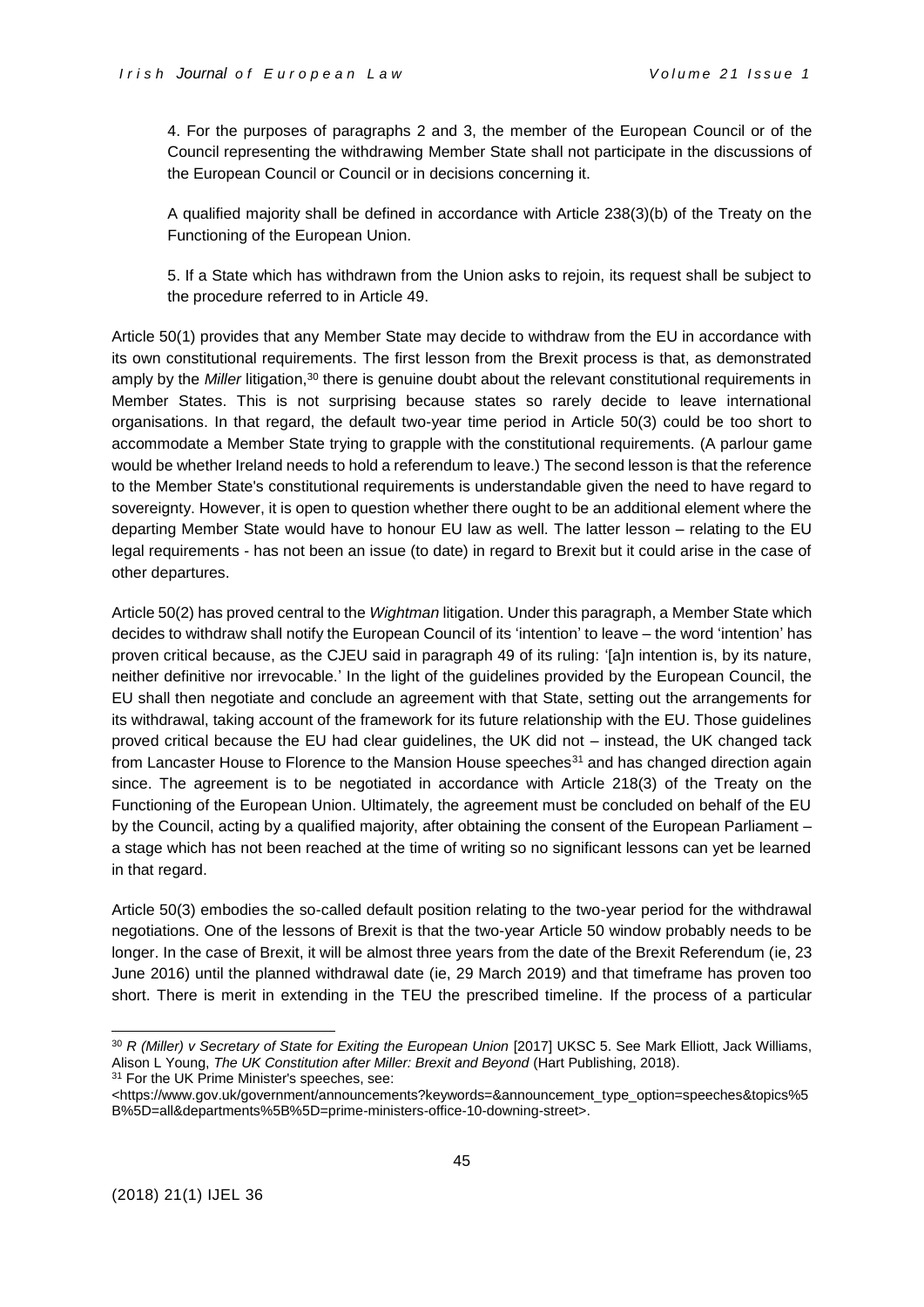> 4. For the purposes of paragraphs 2 and 3, the member of the European Council or of the Council representing the withdrawing Member State shall not participate in the discussions of the European Council or Council or in decisions concerning it.
>
> A qualified majority shall be defined in accordance with Article 238(3)(b) of the Treaty on the Functioning of the European Union.
>
> 5. If a State which has withdrawn from the Union asks to rejoin, its request shall be subject to the procedure referred to in Article 49.

Article 50(1) provides that any Member State may decide to withdraw from the EU in accordance with its own constitutional requirements. The first lesson from the Brexit process is that, as demonstrated amply by the *Miller* litigation,[30] there is genuine doubt about the relevant constitutional requirements in Member States. This is not surprising because states so rarely decide to leave international organisations. In that regard, the default two-year time period in Article 50(3) could be too short to accommodate a Member State trying to grapple with the constitutional requirements. (A parlour game would be whether Ireland needs to hold a referendum to leave.) The second lesson is that the reference to the Member State's constitutional requirements is understandable given the need to have regard to sovereignty. However, it is open to question whether there ought to be an additional element where the departing Member State would have to honour EU law as well. The latter lesson – relating to the EU legal requirements - has not been an issue (to date) in regard to Brexit but it could arise in the case of other departures.

Article 50(2) has proved central to the *Wightman* litigation. Under this paragraph, a Member State which decides to withdraw shall notify the European Council of its 'intention' to leave – the word 'intention' has proven critical because, as the CJEU said in paragraph 49 of its ruling: '[a]n intention is, by its nature, neither definitive nor irrevocable.' In the light of the guidelines provided by the European Council, the EU shall then negotiate and conclude an agreement with that State, setting out the arrangements for its withdrawal, taking account of the framework for its future relationship with the EU. Those guidelines proved critical because the EU had clear guidelines, the UK did not – instead, the UK changed tack from Lancaster House to Florence to the Mansion House speeches[31] and has changed direction again since. The agreement is to be negotiated in accordance with Article 218(3) of the Treaty on the Functioning of the European Union. Ultimately, the agreement must be concluded on behalf of the EU by the Council, acting by a qualified majority, after obtaining the consent of the European Parliament – a stage which has not been reached at the time of writing so no significant lessons can yet be learned in that regard.

Article 50(3) embodies the so-called default position relating to the two-year period for the withdrawal negotiations. One of the lessons of Brexit is that the two-year Article 50 window probably needs to be longer. In the case of Brexit, it will be almost three years from the date of the Brexit Referendum (ie, 23 June 2016) until the planned withdrawal date (ie, 29 March 2019) and that timeframe has proven too short. There is merit in extending in the TEU the prescribed timeline. If the process of a particular

---

[30] *R (Miller) v Secretary of State for Exiting the European Union* [2017] UKSC 5. See Mark Elliott, Jack Williams, Alison L Young, *The UK Constitution after Miller: Brexit and Beyond* (Hart Publishing, 2018).

[31] For the UK Prime Minister's speeches, see: <https://www.gov.uk/government/announcements?keywords=&announcement_type_option=speeches&topics%5B%5D=all&departments%5B%5D=prime-ministers-office-10-downing-street>.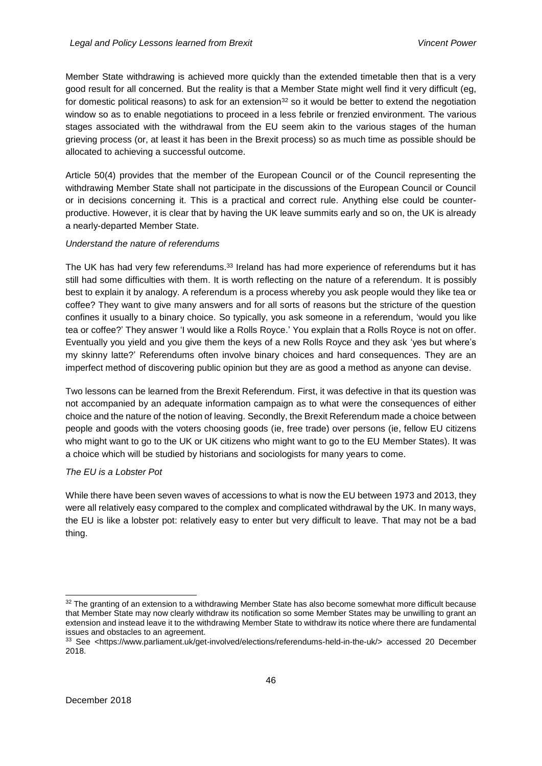Member State withdrawing is achieved more quickly than the extended timetable then that is a very good result for all concerned. But the reality is that a Member State might well find it very difficult (eg, for domestic political reasons) to ask for an extension[32] so it would be better to extend the negotiation window so as to enable negotiations to proceed in a less febrile or frenzied environment. The various stages associated with the withdrawal from the EU seem akin to the various stages of the human grieving process (or, at least it has been in the Brexit process) so as much time as possible should be allocated to achieving a successful outcome.

Article 50(4) provides that the member of the European Council or of the Council representing the withdrawing Member State shall not participate in the discussions of the European Council or Council or in decisions concerning it. This is a practical and correct rule. Anything else could be counter-productive. However, it is clear that by having the UK leave summits early and so on, the UK is already a nearly-departed Member State.

*Understand the nature of referendums*

The UK has had very few referendums.[33] Ireland has had more experience of referendums but it has still had some difficulties with them. It is worth reflecting on the nature of a referendum. It is possibly best to explain it by analogy. A referendum is a process whereby you ask people would they like tea or coffee? They want to give many answers and for all sorts of reasons but the stricture of the question confines it usually to a binary choice. So typically, you ask someone in a referendum, 'would you like tea or coffee?' They answer 'I would like a Rolls Royce.' You explain that a Rolls Royce is not on offer. Eventually you yield and you give them the keys of a new Rolls Royce and they ask 'yes but where's my skinny latte?' Referendums often involve binary choices and hard consequences. They are an imperfect method of discovering public opinion but they are as good a method as anyone can devise.

Two lessons can be learned from the Brexit Referendum. First, it was defective in that its question was not accompanied by an adequate information campaign as to what were the consequences of either choice and the nature of the notion of leaving. Secondly, the Brexit Referendum made a choice between people and goods with the voters choosing goods (ie, free trade) over persons (ie, fellow EU citizens who might want to go to the UK or UK citizens who might want to go to the EU Member States). It was a choice which will be studied by historians and sociologists for many years to come.

*The EU is a Lobster Pot*

While there have been seven waves of accessions to what is now the EU between 1973 and 2013, they were all relatively easy compared to the complex and complicated withdrawal by the UK. In many ways, the EU is like a lobster pot: relatively easy to enter but very difficult to leave. That may not be a bad thing.

---

[32] The granting of an extension to a withdrawing Member State has also become somewhat more difficult because that Member State may now clearly withdraw its notification so some Member States may be unwilling to grant an extension and instead leave it to the withdrawing Member State to withdraw its notice where there are fundamental issues and obstacles to an agreement.

[33] See <https://www.parliament.uk/get-involved/elections/referendums-held-in-the-uk/> accessed 20 December 2018.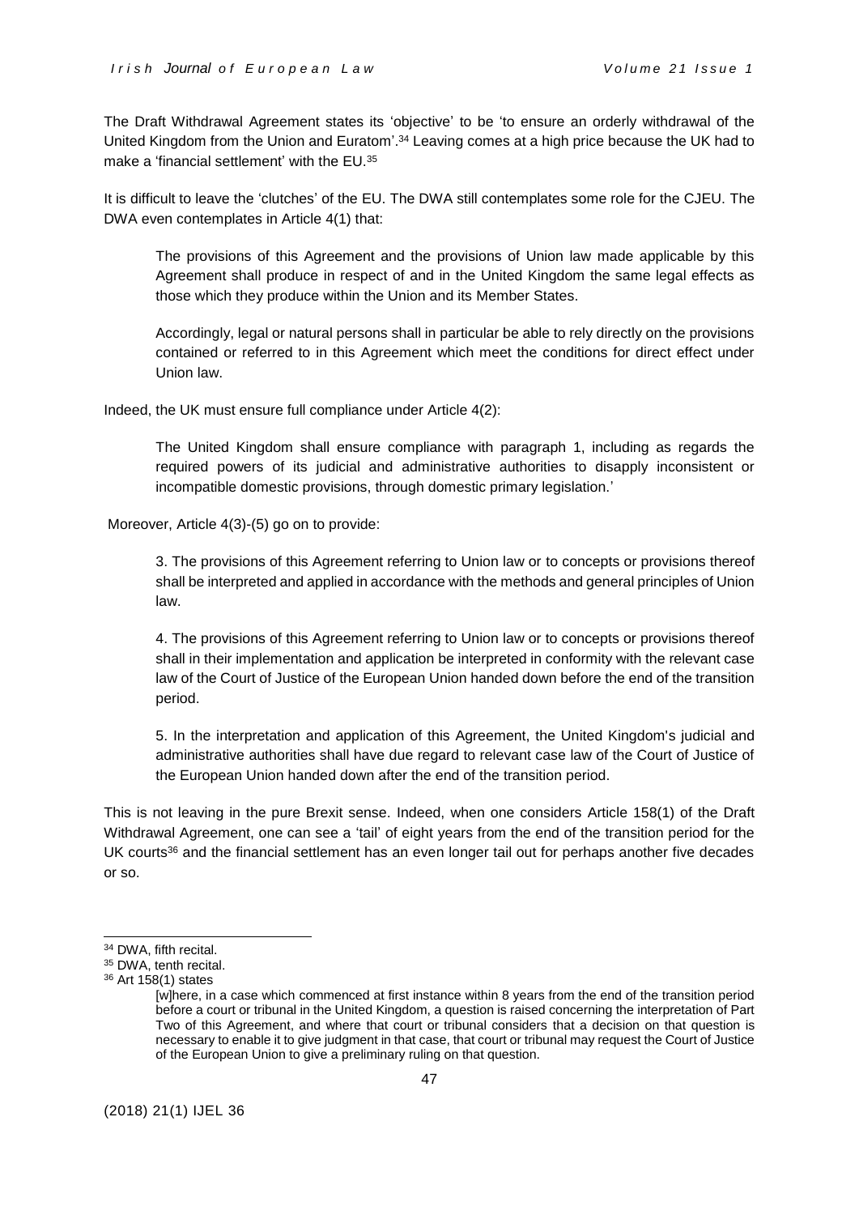The Draft Withdrawal Agreement states its 'objective' to be 'to ensure an orderly withdrawal of the United Kingdom from the Union and Euratom'.[34] Leaving comes at a high price because the UK had to make a 'financial settlement' with the EU.[35]

It is difficult to leave the 'clutches' of the EU. The DWA still contemplates some role for the CJEU. The DWA even contemplates in Article 4(1) that:

> The provisions of this Agreement and the provisions of Union law made applicable by this Agreement shall produce in respect of and in the United Kingdom the same legal effects as those which they produce within the Union and its Member States.
>
> Accordingly, legal or natural persons shall in particular be able to rely directly on the provisions contained or referred to in this Agreement which meet the conditions for direct effect under Union law.

Indeed, the UK must ensure full compliance under Article 4(2):

> The United Kingdom shall ensure compliance with paragraph 1, including as regards the required powers of its judicial and administrative authorities to disapply inconsistent or incompatible domestic provisions, through domestic primary legislation.'

Moreover, Article 4(3)-(5) go on to provide:

> 3. The provisions of this Agreement referring to Union law or to concepts or provisions thereof shall be interpreted and applied in accordance with the methods and general principles of Union law.
>
> 4. The provisions of this Agreement referring to Union law or to concepts or provisions thereof shall in their implementation and application be interpreted in conformity with the relevant case law of the Court of Justice of the European Union handed down before the end of the transition period.
>
> 5. In the interpretation and application of this Agreement, the United Kingdom's judicial and administrative authorities shall have due regard to relevant case law of the Court of Justice of the European Union handed down after the end of the transition period.

This is not leaving in the pure Brexit sense. Indeed, when one considers Article 158(1) of the Draft Withdrawal Agreement, one can see a 'tail' of eight years from the end of the transition period for the UK courts[36] and the financial settlement has an even longer tail out for perhaps another five decades or so.

---

[34] DWA, fifth recital.

[35] DWA, tenth recital.

[36] Art 158(1) states

> [w]here, in a case which commenced at first instance within 8 years from the end of the transition period before a court or tribunal in the United Kingdom, a question is raised concerning the interpretation of Part Two of this Agreement, and where that court or tribunal considers that a decision on that question is necessary to enable it to give judgment in that case, that court or tribunal may request the Court of Justice of the European Union to give a preliminary ruling on that question.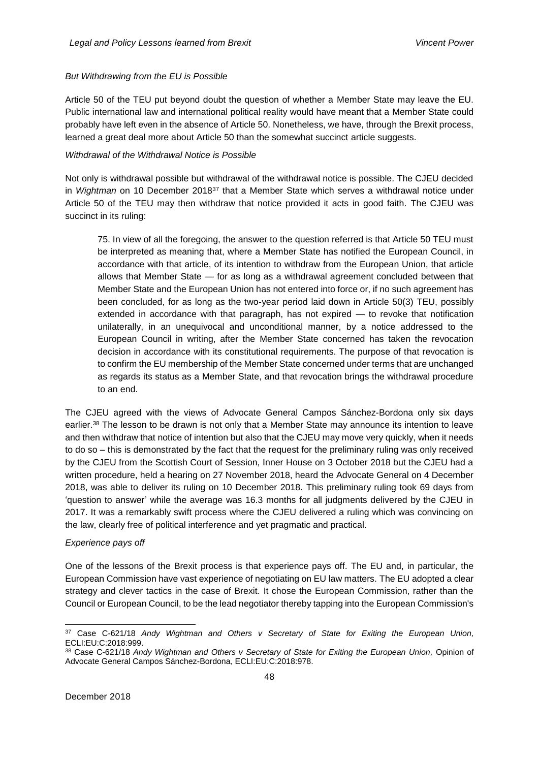*But Withdrawing from the EU is Possible*

Article 50 of the TEU put beyond doubt the question of whether a Member State may leave the EU. Public international law and international political reality would have meant that a Member State could probably have left even in the absence of Article 50. Nonetheless, we have, through the Brexit process, learned a great deal more about Article 50 than the somewhat succinct article suggests.

*Withdrawal of the Withdrawal Notice is Possible*

Not only is withdrawal possible but withdrawal of the withdrawal notice is possible. The CJEU decided in *Wightman* on 10 December 2018[37] that a Member State which serves a withdrawal notice under Article 50 of the TEU may then withdraw that notice provided it acts in good faith. The CJEU was succinct in its ruling:

> 75. In view of all the foregoing, the answer to the question referred is that Article 50 TEU must be interpreted as meaning that, where a Member State has notified the European Council, in accordance with that article, of its intention to withdraw from the European Union, that article allows that Member State — for as long as a withdrawal agreement concluded between that Member State and the European Union has not entered into force or, if no such agreement has been concluded, for as long as the two-year period laid down in Article 50(3) TEU, possibly extended in accordance with that paragraph, has not expired — to revoke that notification unilaterally, in an unequivocal and unconditional manner, by a notice addressed to the European Council in writing, after the Member State concerned has taken the revocation decision in accordance with its constitutional requirements. The purpose of that revocation is to confirm the EU membership of the Member State concerned under terms that are unchanged as regards its status as a Member State, and that revocation brings the withdrawal procedure to an end.

The CJEU agreed with the views of Advocate General Campos Sánchez-Bordona only six days earlier.[38] The lesson to be drawn is not only that a Member State may announce its intention to leave and then withdraw that notice of intention but also that the CJEU may move very quickly, when it needs to do so – this is demonstrated by the fact that the request for the preliminary ruling was only received by the CJEU from the Scottish Court of Session, Inner House on 3 October 2018 but the CJEU had a written procedure, held a hearing on 27 November 2018, heard the Advocate General on 4 December 2018, was able to deliver its ruling on 10 December 2018. This preliminary ruling took 69 days from 'question to answer' while the average was 16.3 months for all judgments delivered by the CJEU in 2017. It was a remarkably swift process where the CJEU delivered a ruling which was convincing on the law, clearly free of political interference and yet pragmatic and practical.

*Experience pays off*

One of the lessons of the Brexit process is that experience pays off. The EU and, in particular, the European Commission have vast experience of negotiating on EU law matters. The EU adopted a clear strategy and clever tactics in the case of Brexit. It chose the European Commission, rather than the Council or European Council, to be the lead negotiator thereby tapping into the European Commission's

---

[37] Case C-621/18 *Andy Wightman and Others v Secretary of State for Exiting the European Union,* ECLI:EU:C:2018:999.

[38] Case C-621/18 *Andy Wightman and Others v Secretary of State for Exiting the European Union,* Opinion of Advocate General Campos Sánchez-Bordona, ECLI:EU:C:2018:978.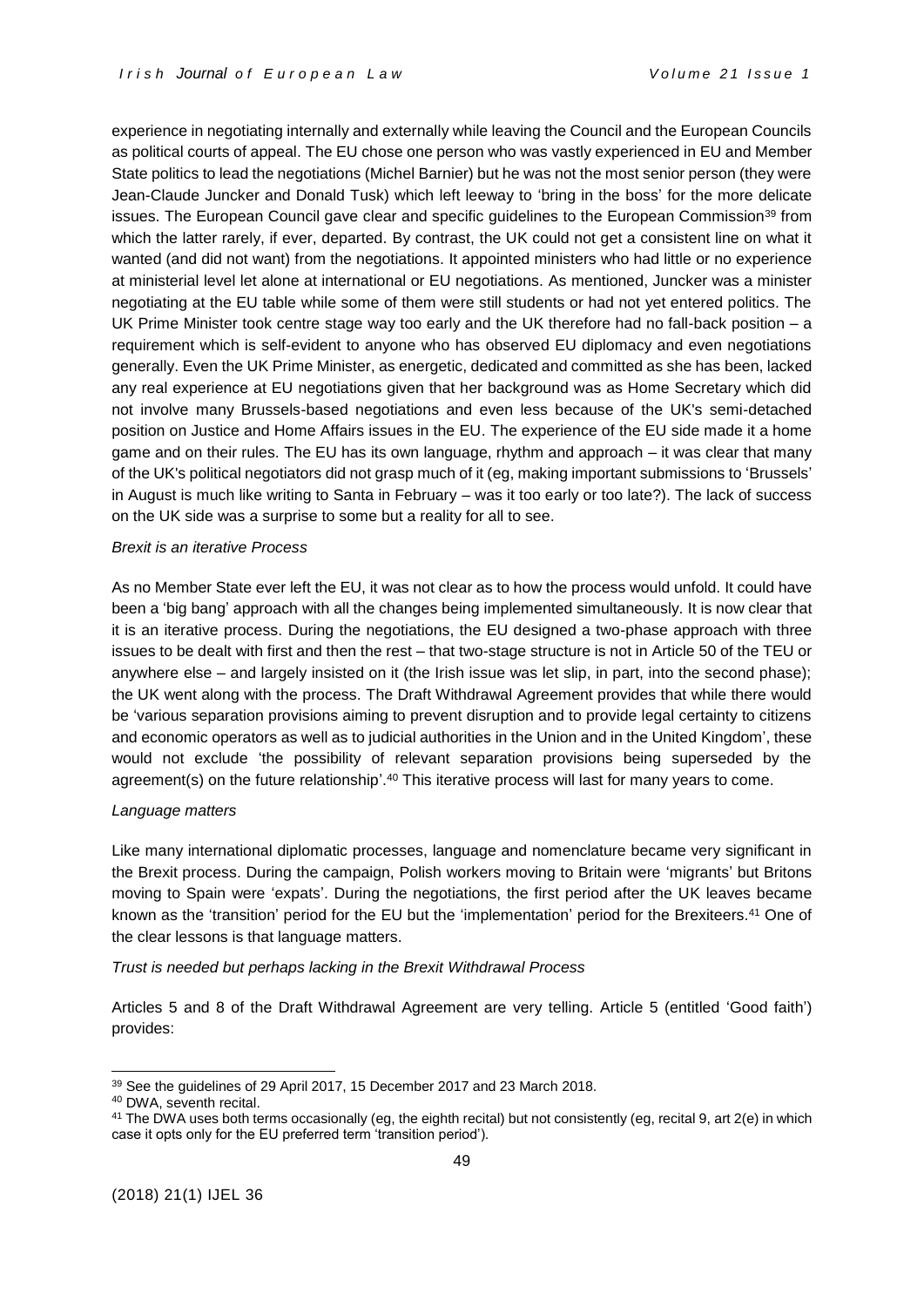experience in negotiating internally and externally while leaving the Council and the European Councils as political courts of appeal. The EU chose one person who was vastly experienced in EU and Member State politics to lead the negotiations (Michel Barnier) but he was not the most senior person (they were Jean-Claude Juncker and Donald Tusk) which left leeway to 'bring in the boss' for the more delicate issues. The European Council gave clear and specific guidelines to the European Commission[39] from which the latter rarely, if ever, departed. By contrast, the UK could not get a consistent line on what it wanted (and did not want) from the negotiations. It appointed ministers who had little or no experience at ministerial level let alone at international or EU negotiations. As mentioned, Juncker was a minister negotiating at the EU table while some of them were still students or had not yet entered politics. The UK Prime Minister took centre stage way too early and the UK therefore had no fall-back position – a requirement which is self-evident to anyone who has observed EU diplomacy and even negotiations generally. Even the UK Prime Minister, as energetic, dedicated and committed as she has been, lacked any real experience at EU negotiations given that her background was as Home Secretary which did not involve many Brussels-based negotiations and even less because of the UK's semi-detached position on Justice and Home Affairs issues in the EU. The experience of the EU side made it a home game and on their rules. The EU has its own language, rhythm and approach – it was clear that many of the UK's political negotiators did not grasp much of it (eg, making important submissions to 'Brussels' in August is much like writing to Santa in February – was it too early or too late?). The lack of success on the UK side was a surprise to some but a reality for all to see.

*Brexit is an iterative Process*

As no Member State ever left the EU, it was not clear as to how the process would unfold. It could have been a 'big bang' approach with all the changes being implemented simultaneously. It is now clear that it is an iterative process. During the negotiations, the EU designed a two-phase approach with three issues to be dealt with first and then the rest – that two-stage structure is not in Article 50 of the TEU or anywhere else – and largely insisted on it (the Irish issue was let slip, in part, into the second phase); the UK went along with the process. The Draft Withdrawal Agreement provides that while there would be 'various separation provisions aiming to prevent disruption and to provide legal certainty to citizens and economic operators as well as to judicial authorities in the Union and in the United Kingdom', these would not exclude 'the possibility of relevant separation provisions being superseded by the agreement(s) on the future relationship'.[40] This iterative process will last for many years to come.

*Language matters*

Like many international diplomatic processes, language and nomenclature became very significant in the Brexit process. During the campaign, Polish workers moving to Britain were 'migrants' but Britons moving to Spain were 'expats'. During the negotiations, the first period after the UK leaves became known as the 'transition' period for the EU but the 'implementation' period for the Brexiteers.[41] One of the clear lessons is that language matters.

*Trust is needed but perhaps lacking in the Brexit Withdrawal Process*

Articles 5 and 8 of the Draft Withdrawal Agreement are very telling. Article 5 (entitled 'Good faith') provides:

---

[39] See the guidelines of 29 April 2017, 15 December 2017 and 23 March 2018.

[40] DWA, seventh recital.

[41] The DWA uses both terms occasionally (eg, the eighth recital) but not consistently (eg, recital 9, art 2(e) in which case it opts only for the EU preferred term 'transition period').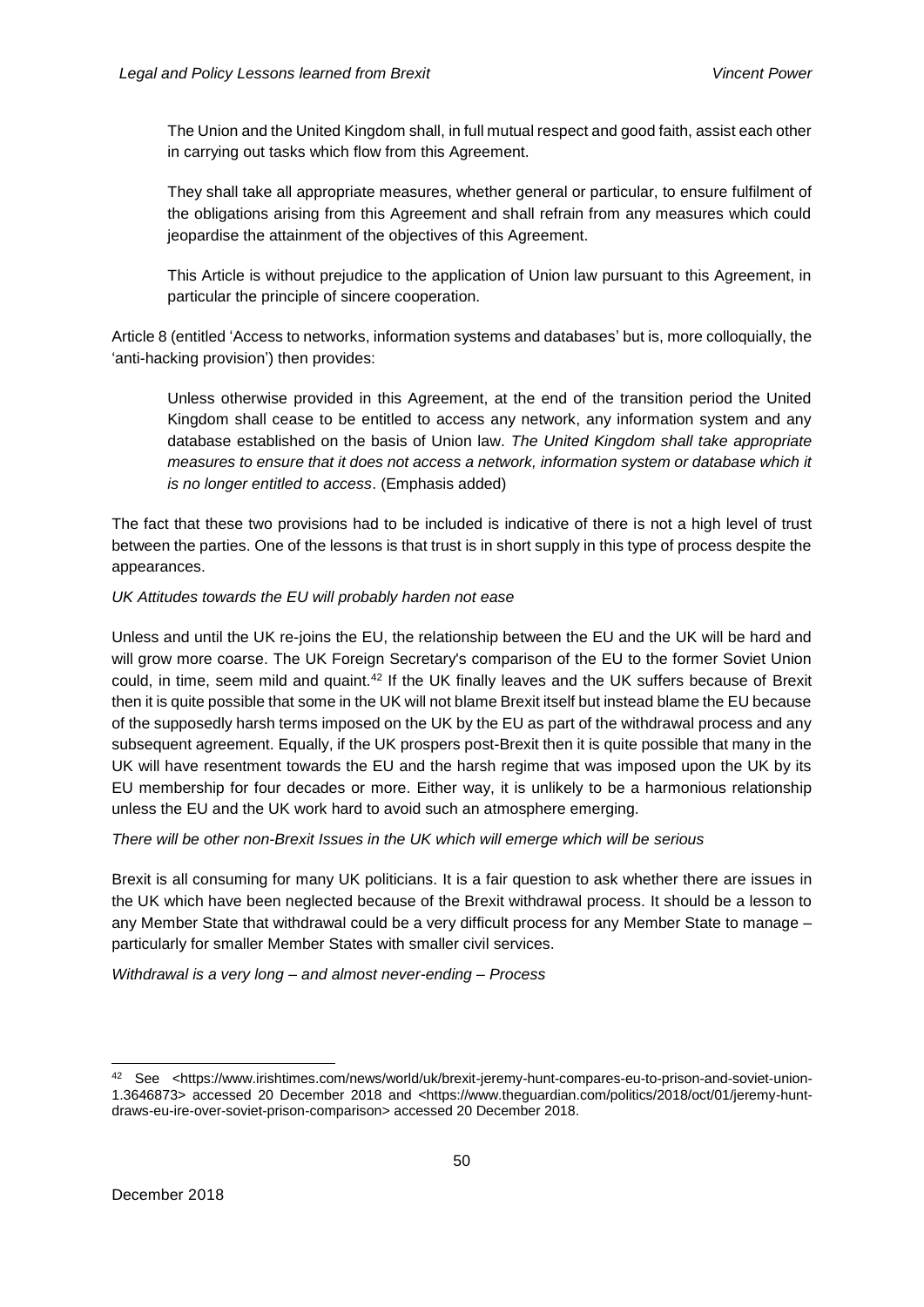> The Union and the United Kingdom shall, in full mutual respect and good faith, assist each other in carrying out tasks which flow from this Agreement.
>
> They shall take all appropriate measures, whether general or particular, to ensure fulfilment of the obligations arising from this Agreement and shall refrain from any measures which could jeopardise the attainment of the objectives of this Agreement.
>
> This Article is without prejudice to the application of Union law pursuant to this Agreement, in particular the principle of sincere cooperation.

Article 8 (entitled 'Access to networks, information systems and databases' but is, more colloquially, the 'anti-hacking provision') then provides:

> Unless otherwise provided in this Agreement, at the end of the transition period the United Kingdom shall cease to be entitled to access any network, any information system and any database established on the basis of Union law. *The United Kingdom shall take appropriate measures to ensure that it does not access a network, information system or database which it is no longer entitled to access*. (Emphasis added)

The fact that these two provisions had to be included is indicative of there is not a high level of trust between the parties. One of the lessons is that trust is in short supply in this type of process despite the appearances.

*UK Attitudes towards the EU will probably harden not ease*

Unless and until the UK re-joins the EU, the relationship between the EU and the UK will be hard and will grow more coarse. The UK Foreign Secretary's comparison of the EU to the former Soviet Union could, in time, seem mild and quaint.[42] If the UK finally leaves and the UK suffers because of Brexit then it is quite possible that some in the UK will not blame Brexit itself but instead blame the EU because of the supposedly harsh terms imposed on the UK by the EU as part of the withdrawal process and any subsequent agreement. Equally, if the UK prospers post-Brexit then it is quite possible that many in the UK will have resentment towards the EU and the harsh regime that was imposed upon the UK by its EU membership for four decades or more. Either way, it is unlikely to be a harmonious relationship unless the EU and the UK work hard to avoid such an atmosphere emerging.

*There will be other non-Brexit Issues in the UK which will emerge which will be serious*

Brexit is all consuming for many UK politicians. It is a fair question to ask whether there are issues in the UK which have been neglected because of the Brexit withdrawal process. It should be a lesson to any Member State that withdrawal could be a very difficult process for any Member State to manage – particularly for smaller Member States with smaller civil services.

*Withdrawal is a very long – and almost never-ending – Process*

---

[42] See <https://www.irishtimes.com/news/world/uk/brexit-jeremy-hunt-compares-eu-to-prison-and-soviet-union-1.3646873> accessed 20 December 2018 and <https://www.theguardian.com/politics/2018/oct/01/jeremy-hunt-draws-eu-ire-over-soviet-prison-comparison> accessed 20 December 2018.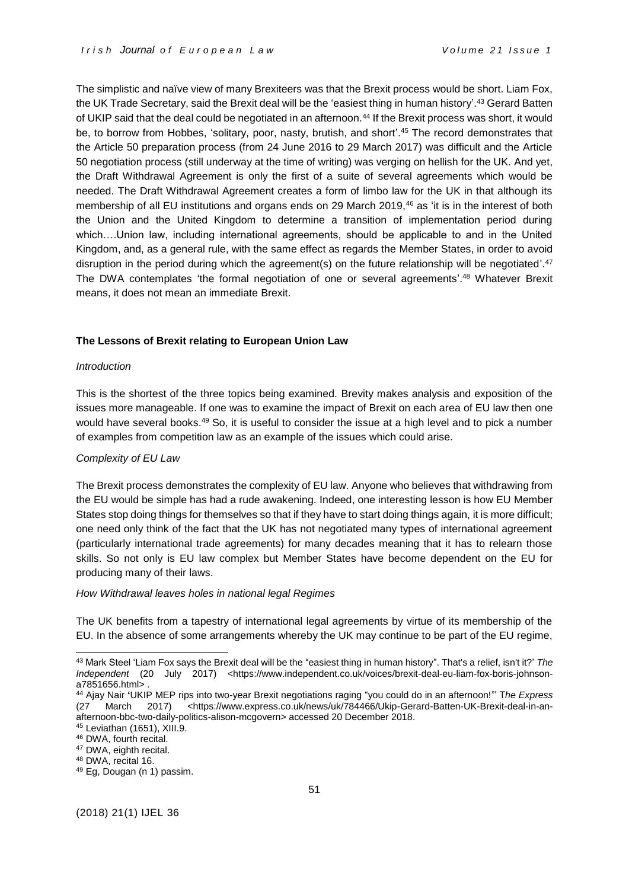The simplistic and naïve view of many Brexiteers was that the Brexit process would be short. Liam Fox, the UK Trade Secretary, said the Brexit deal will be the 'easiest thing in human history'.[43] Gerard Batten of UKIP said that the deal could be negotiated in an afternoon.[44] If the Brexit process was short, it would be, to borrow from Hobbes, 'solitary, poor, nasty, brutish, and short'.[45] The record demonstrates that the Article 50 preparation process (from 24 June 2016 to 29 March 2017) was difficult and the Article 50 negotiation process (still underway at the time of writing) was verging on hellish for the UK. And yet, the Draft Withdrawal Agreement is only the first of a suite of several agreements which would be needed. The Draft Withdrawal Agreement creates a form of limbo law for the UK in that although its membership of all EU institutions and organs ends on 29 March 2019,[46] as 'it is in the interest of both the Union and the United Kingdom to determine a transition of implementation period during which….Union law, including international agreements, should be applicable to and in the United Kingdom, and, as a general rule, with the same effect as regards the Member States, in order to avoid disruption in the period during which the agreement(s) on the future relationship will be negotiated'.[47] The DWA contemplates 'the formal negotiation of one or several agreements'.[48] Whatever Brexit means, it does not mean an immediate Brexit.

## The Lessons of Brexit relating to European Union Law

### *Introduction*

This is the shortest of the three topics being examined. Brevity makes analysis and exposition of the issues more manageable. If one was to examine the impact of Brexit on each area of EU law then one would have several books.[49] So, it is useful to consider the issue at a high level and to pick a number of examples from competition law as an example of the issues which could arise.

### *Complexity of EU Law*

The Brexit process demonstrates the complexity of EU law. Anyone who believes that withdrawing from the EU would be simple has had a rude awakening. Indeed, one interesting lesson is how EU Member States stop doing things for themselves so that if they have to start doing things again, it is more difficult; one need only think of the fact that the UK has not negotiated many types of international agreement (particularly international trade agreements) for many decades meaning that it has to relearn those skills. So not only is EU law complex but Member States have become dependent on the EU for producing many of their laws.

### *How Withdrawal leaves holes in national legal Regimes*

The UK benefits from a tapestry of international legal agreements by virtue of its membership of the EU. In the absence of some arrangements whereby the UK may continue to be part of the EU regime,

---

[43] Mark Steel 'Liam Fox says the Brexit deal will be the "easiest thing in human history". That's a relief, isn't it?' *The Independent* (20 July 2017) <https://www.independent.co.uk/voices/brexit-deal-eu-liam-fox-boris-johnson-a7851656.html> .

[44] Ajay Nair 'UKIP MEP rips into two-year Brexit negotiations raging "you could do in an afternoon!"' *The Express* (27 March 2017) <https://www.express.co.uk/news/uk/784466/Ukip-Gerard-Batten-UK-Brexit-deal-in-an-afternoon-bbc-two-daily-politics-alison-mcgovern> accessed 20 December 2018.

[45] Leviathan (1651), XIII.9.

[46] DWA, fourth recital.

[47] DWA, eighth recital.

[48] DWA, recital 16.

[49] Eg, Dougan (n 1) passim.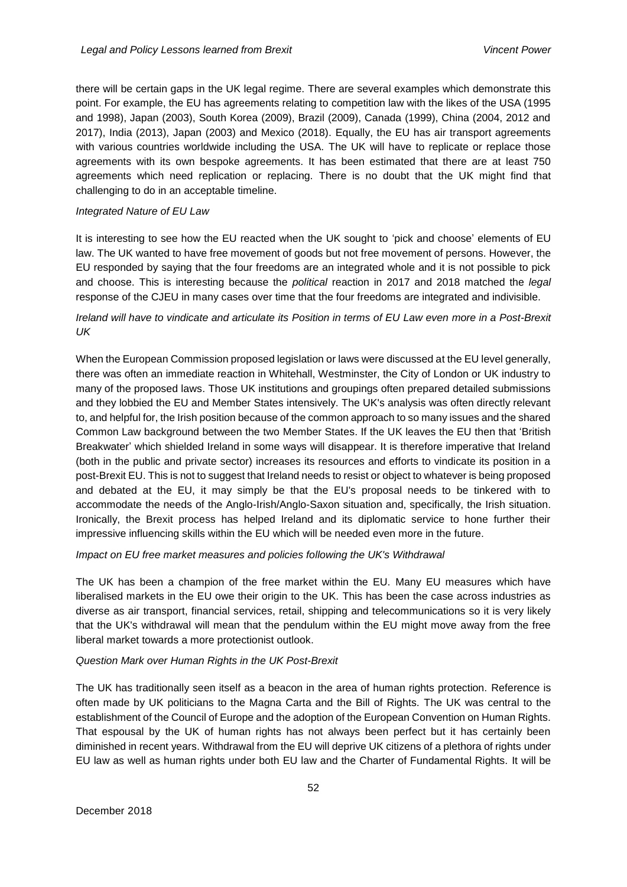there will be certain gaps in the UK legal regime. There are several examples which demonstrate this point. For example, the EU has agreements relating to competition law with the likes of the USA (1995 and 1998), Japan (2003), South Korea (2009), Brazil (2009), Canada (1999), China (2004, 2012 and 2017), India (2013), Japan (2003) and Mexico (2018). Equally, the EU has air transport agreements with various countries worldwide including the USA. The UK will have to replicate or replace those agreements with its own bespoke agreements. It has been estimated that there are at least 750 agreements which need replication or replacing. There is no doubt that the UK might find that challenging to do in an acceptable timeline.

*Integrated Nature of EU Law*

It is interesting to see how the EU reacted when the UK sought to 'pick and choose' elements of EU law. The UK wanted to have free movement of goods but not free movement of persons. However, the EU responded by saying that the four freedoms are an integrated whole and it is not possible to pick and choose. This is interesting because the *political* reaction in 2017 and 2018 matched the *legal* response of the CJEU in many cases over time that the four freedoms are integrated and indivisible.

*Ireland will have to vindicate and articulate its Position in terms of EU Law even more in a Post-Brexit UK*

When the European Commission proposed legislation or laws were discussed at the EU level generally, there was often an immediate reaction in Whitehall, Westminster, the City of London or UK industry to many of the proposed laws. Those UK institutions and groupings often prepared detailed submissions and they lobbied the EU and Member States intensively. The UK's analysis was often directly relevant to, and helpful for, the Irish position because of the common approach to so many issues and the shared Common Law background between the two Member States. If the UK leaves the EU then that 'British Breakwater' which shielded Ireland in some ways will disappear. It is therefore imperative that Ireland (both in the public and private sector) increases its resources and efforts to vindicate its position in a post-Brexit EU. This is not to suggest that Ireland needs to resist or object to whatever is being proposed and debated at the EU, it may simply be that the EU's proposal needs to be tinkered with to accommodate the needs of the Anglo-Irish/Anglo-Saxon situation and, specifically, the Irish situation. Ironically, the Brexit process has helped Ireland and its diplomatic service to hone further their impressive influencing skills within the EU which will be needed even more in the future.

*Impact on EU free market measures and policies following the UK's Withdrawal*

The UK has been a champion of the free market within the EU. Many EU measures which have liberalised markets in the EU owe their origin to the UK. This has been the case across industries as diverse as air transport, financial services, retail, shipping and telecommunications so it is very likely that the UK's withdrawal will mean that the pendulum within the EU might move away from the free liberal market towards a more protectionist outlook.

*Question Mark over Human Rights in the UK Post-Brexit*

The UK has traditionally seen itself as a beacon in the area of human rights protection. Reference is often made by UK politicians to the Magna Carta and the Bill of Rights. The UK was central to the establishment of the Council of Europe and the adoption of the European Convention on Human Rights. That espousal by the UK of human rights has not always been perfect but it has certainly been diminished in recent years. Withdrawal from the EU will deprive UK citizens of a plethora of rights under EU law as well as human rights under both EU law and the Charter of Fundamental Rights. It will be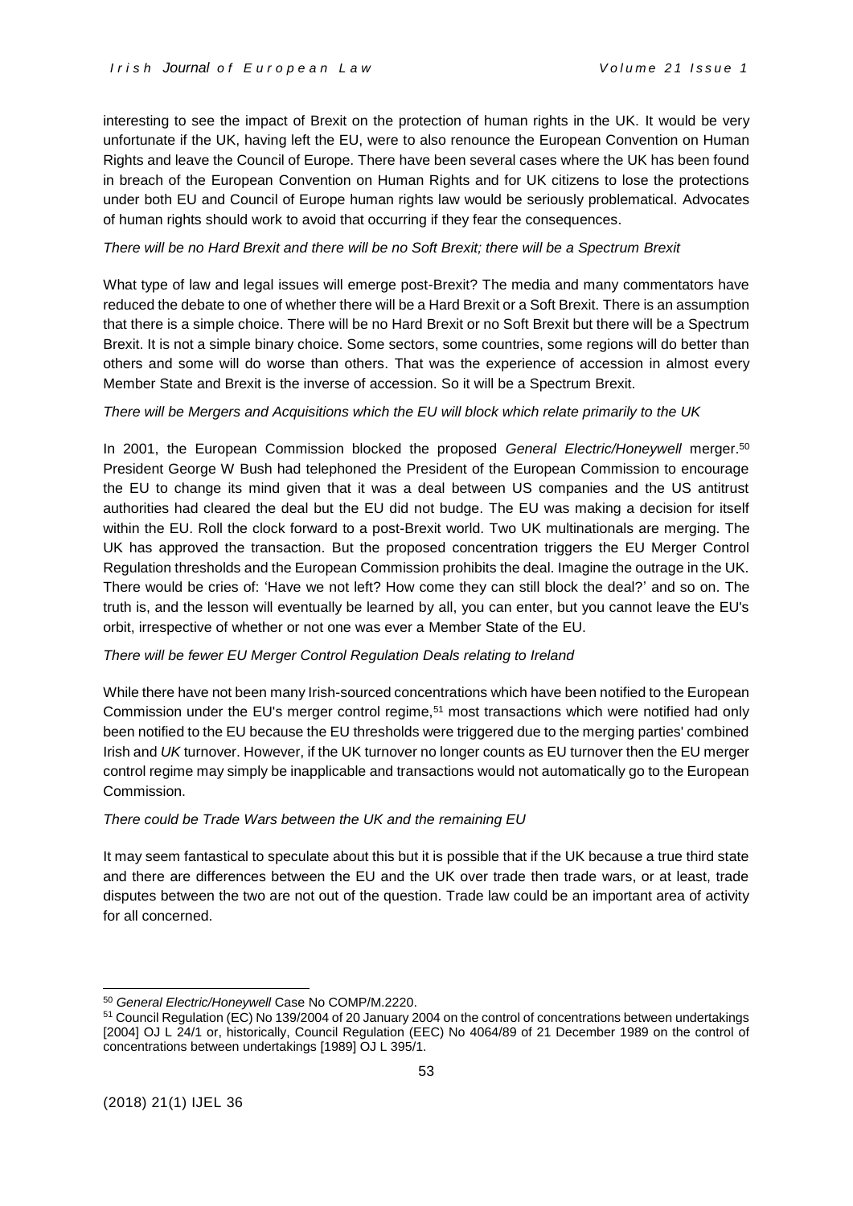interesting to see the impact of Brexit on the protection of human rights in the UK. It would be very unfortunate if the UK, having left the EU, were to also renounce the European Convention on Human Rights and leave the Council of Europe. There have been several cases where the UK has been found in breach of the European Convention on Human Rights and for UK citizens to lose the protections under both EU and Council of Europe human rights law would be seriously problematical. Advocates of human rights should work to avoid that occurring if they fear the consequences.

*There will be no Hard Brexit and there will be no Soft Brexit; there will be a Spectrum Brexit*

What type of law and legal issues will emerge post-Brexit? The media and many commentators have reduced the debate to one of whether there will be a Hard Brexit or a Soft Brexit. There is an assumption that there is a simple choice. There will be no Hard Brexit or no Soft Brexit but there will be a Spectrum Brexit. It is not a simple binary choice. Some sectors, some countries, some regions will do better than others and some will do worse than others. That was the experience of accession in almost every Member State and Brexit is the inverse of accession. So it will be a Spectrum Brexit.

*There will be Mergers and Acquisitions which the EU will block which relate primarily to the UK*

In 2001, the European Commission blocked the proposed *General Electric/Honeywell* merger.[50] President George W Bush had telephoned the President of the European Commission to encourage the EU to change its mind given that it was a deal between US companies and the US antitrust authorities had cleared the deal but the EU did not budge. The EU was making a decision for itself within the EU. Roll the clock forward to a post-Brexit world. Two UK multinationals are merging. The UK has approved the transaction. But the proposed concentration triggers the EU Merger Control Regulation thresholds and the European Commission prohibits the deal. Imagine the outrage in the UK. There would be cries of: 'Have we not left? How come they can still block the deal?' and so on. The truth is, and the lesson will eventually be learned by all, you can enter, but you cannot leave the EU's orbit, irrespective of whether or not one was ever a Member State of the EU.

*There will be fewer EU Merger Control Regulation Deals relating to Ireland*

While there have not been many Irish-sourced concentrations which have been notified to the European Commission under the EU's merger control regime,[51] most transactions which were notified had only been notified to the EU because the EU thresholds were triggered due to the merging parties' combined Irish and *UK* turnover. However, if the UK turnover no longer counts as EU turnover then the EU merger control regime may simply be inapplicable and transactions would not automatically go to the European Commission.

*There could be Trade Wars between the UK and the remaining EU*

It may seem fantastical to speculate about this but it is possible that if the UK because a true third state and there are differences between the EU and the UK over trade then trade wars, or at least, trade disputes between the two are not out of the question. Trade law could be an important area of activity for all concerned.

---

[50] *General Electric/Honeywell* Case No COMP/M.2220.

[51] Council Regulation (EC) No 139/2004 of 20 January 2004 on the control of concentrations between undertakings [2004] OJ L 24/1 or, historically, Council Regulation (EEC) No 4064/89 of 21 December 1989 on the control of concentrations between undertakings [1989] OJ L 395/1.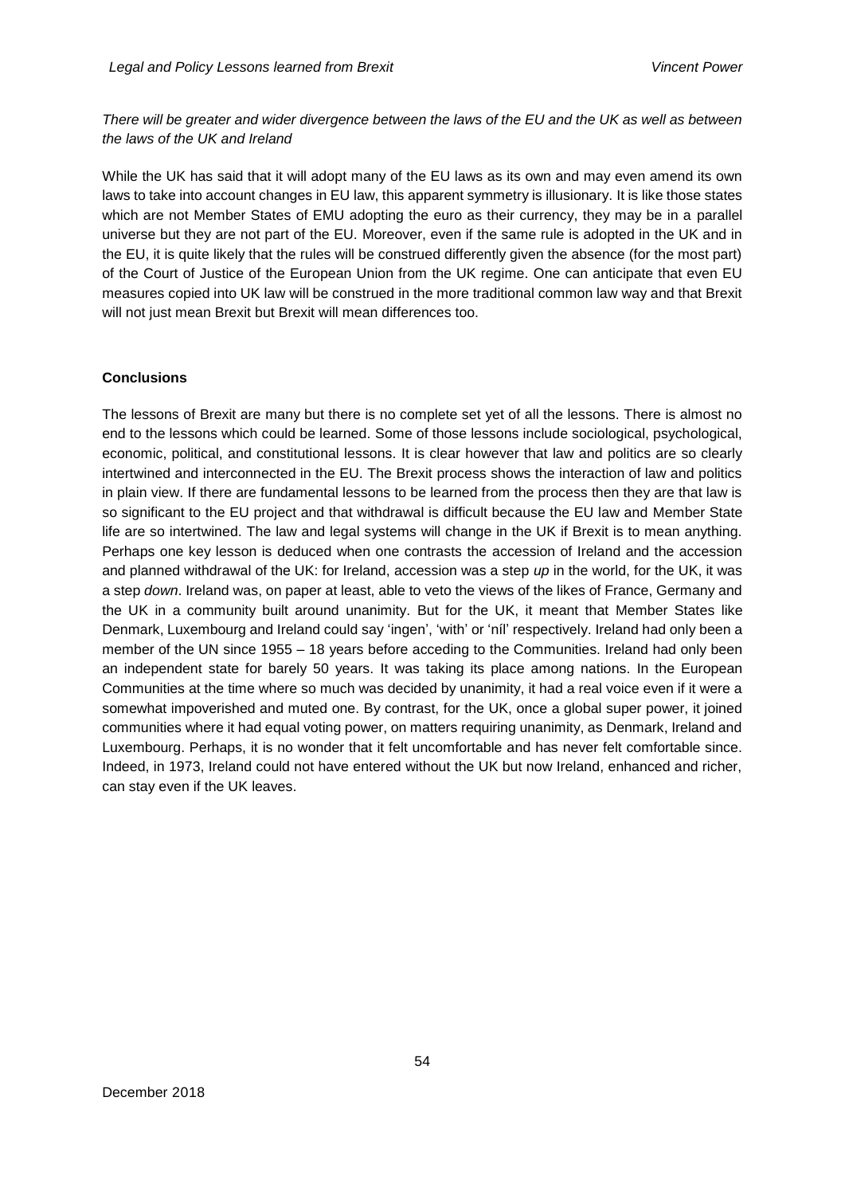*There will be greater and wider divergence between the laws of the EU and the UK as well as between the laws of the UK and Ireland*

While the UK has said that it will adopt many of the EU laws as its own and may even amend its own laws to take into account changes in EU law, this apparent symmetry is illusionary. It is like those states which are not Member States of EMU adopting the euro as their currency, they may be in a parallel universe but they are not part of the EU. Moreover, even if the same rule is adopted in the UK and in the EU, it is quite likely that the rules will be construed differently given the absence (for the most part) of the Court of Justice of the European Union from the UK regime. One can anticipate that even EU measures copied into UK law will be construed in the more traditional common law way and that Brexit will not just mean Brexit but Brexit will mean differences too.

**Conclusions**

The lessons of Brexit are many but there is no complete set yet of all the lessons. There is almost no end to the lessons which could be learned. Some of those lessons include sociological, psychological, economic, political, and constitutional lessons. It is clear however that law and politics are so clearly intertwined and interconnected in the EU. The Brexit process shows the interaction of law and politics in plain view. If there are fundamental lessons to be learned from the process then they are that law is so significant to the EU project and that withdrawal is difficult because the EU law and Member State life are so intertwined. The law and legal systems will change in the UK if Brexit is to mean anything. Perhaps one key lesson is deduced when one contrasts the accession of Ireland and the accession and planned withdrawal of the UK: for Ireland, accession was a step *up* in the world, for the UK, it was a step *down*. Ireland was, on paper at least, able to veto the views of the likes of France, Germany and the UK in a community built around unanimity. But for the UK, it meant that Member States like Denmark, Luxembourg and Ireland could say 'ingen', 'with' or 'níl' respectively. Ireland had only been a member of the UN since 1955 – 18 years before acceding to the Communities. Ireland had only been an independent state for barely 50 years. It was taking its place among nations. In the European Communities at the time where so much was decided by unanimity, it had a real voice even if it were a somewhat impoverished and muted one. By contrast, for the UK, once a global super power, it joined communities where it had equal voting power, on matters requiring unanimity, as Denmark, Ireland and Luxembourg. Perhaps, it is no wonder that it felt uncomfortable and has never felt comfortable since. Indeed, in 1973, Ireland could not have entered without the UK but now Ireland, enhanced and richer, can stay even if the UK leaves.